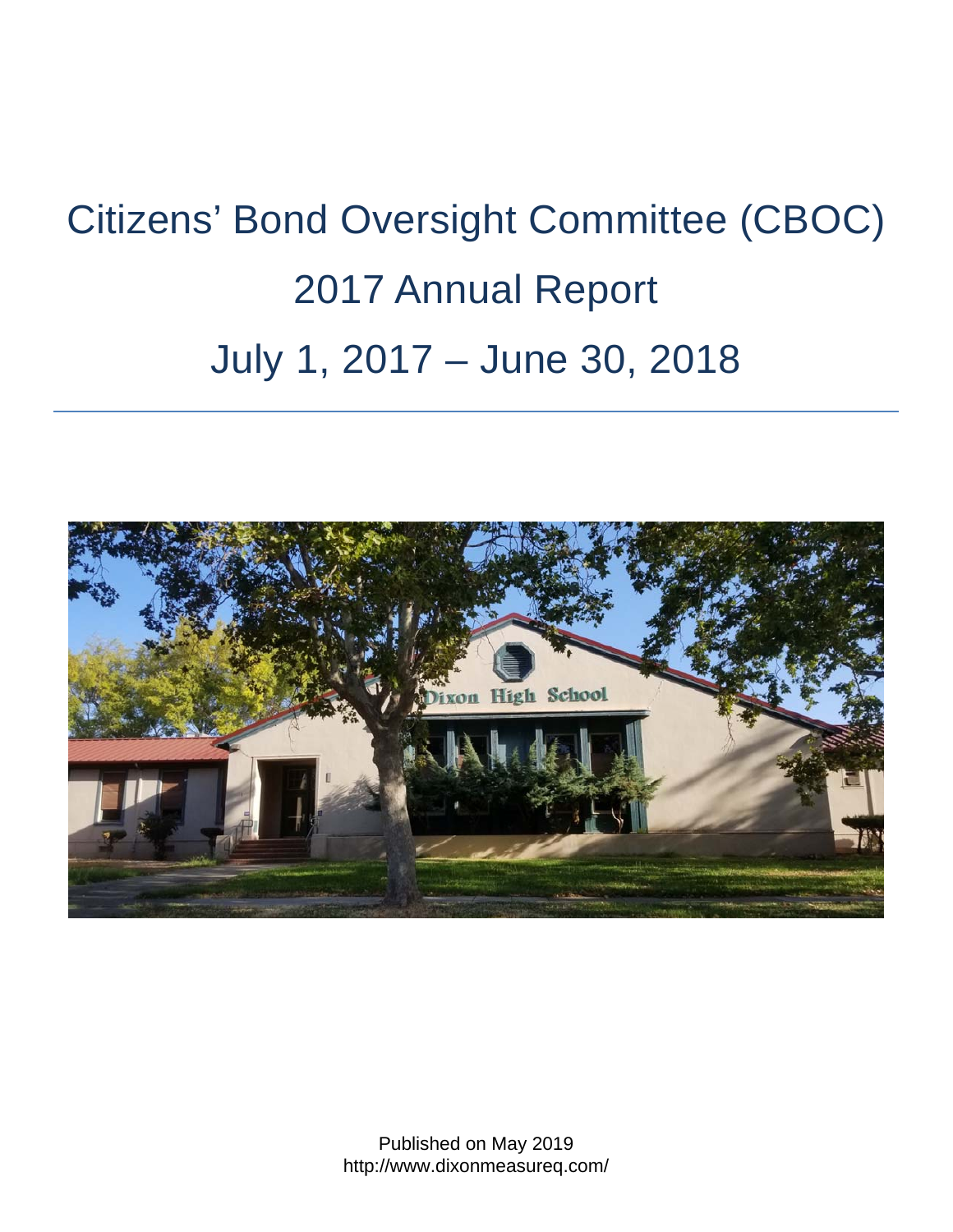# Citizens' Bond Oversight Committee (CBOC)

# 2017 Annual Report

# July 1, 2017 – June 30, 2018

Published on May 2019
http://www.dixonmeasureq.com/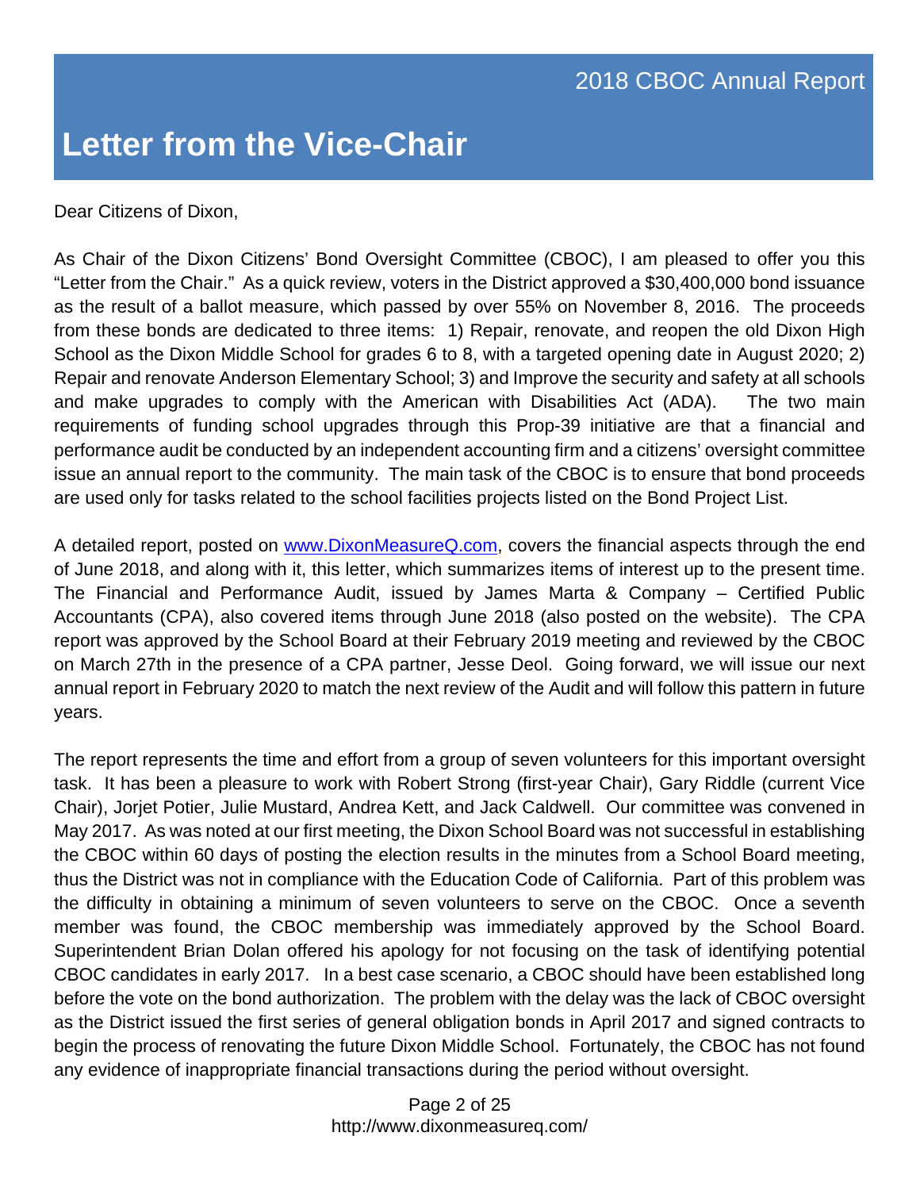# Letter from the Vice-Chair

Dear Citizens of Dixon,

As Chair of the Dixon Citizens' Bond Oversight Committee (CBOC), I am pleased to offer you this "Letter from the Chair." As a quick review, voters in the District approved a $30,400,000 bond issuance as the result of a ballot measure, which passed by over 55% on November 8, 2016. The proceeds from these bonds are dedicated to three items: 1) Repair, renovate, and reopen the old Dixon High School as the Dixon Middle School for grades 6 to 8, with a targeted opening date in August 2020; 2) Repair and renovate Anderson Elementary School; 3) and Improve the security and safety at all schools and make upgrades to comply with the American with Disabilities Act (ADA). The two main requirements of funding school upgrades through this Prop-39 initiative are that a financial and performance audit be conducted by an independent accounting firm and a citizens' oversight committee issue an annual report to the community. The main task of the CBOC is to ensure that bond proceeds are used only for tasks related to the school facilities projects listed on the Bond Project List.

A detailed report, posted on [www.DixonMeasureQ.com](http://www.DixonMeasureQ.com), covers the financial aspects through the end of June 2018, and along with it, this letter, which summarizes items of interest up to the present time. The Financial and Performance Audit, issued by James Marta & Company – Certified Public Accountants (CPA), also covered items through June 2018 (also posted on the website). The CPA report was approved by the School Board at their February 2019 meeting and reviewed by the CBOC on March 27th in the presence of a CPA partner, Jesse Deol. Going forward, we will issue our next annual report in February 2020 to match the next review of the Audit and will follow this pattern in future years.

The report represents the time and effort from a group of seven volunteers for this important oversight task. It has been a pleasure to work with Robert Strong (first-year Chair), Gary Riddle (current Vice Chair), Jorjet Potier, Julie Mustard, Andrea Kett, and Jack Caldwell. Our committee was convened in May 2017. As was noted at our first meeting, the Dixon School Board was not successful in establishing the CBOC within 60 days of posting the election results in the minutes from a School Board meeting, thus the District was not in compliance with the Education Code of California. Part of this problem was the difficulty in obtaining a minimum of seven volunteers to serve on the CBOC. Once a seventh member was found, the CBOC membership was immediately approved by the School Board. Superintendent Brian Dolan offered his apology for not focusing on the task of identifying potential CBOC candidates in early 2017. In a best case scenario, a CBOC should have been established long before the vote on the bond authorization. The problem with the delay was the lack of CBOC oversight as the District issued the first series of general obligation bonds in April 2017 and signed contracts to begin the process of renovating the future Dixon Middle School. Fortunately, the CBOC has not found any evidence of inappropriate financial transactions during the period without oversight.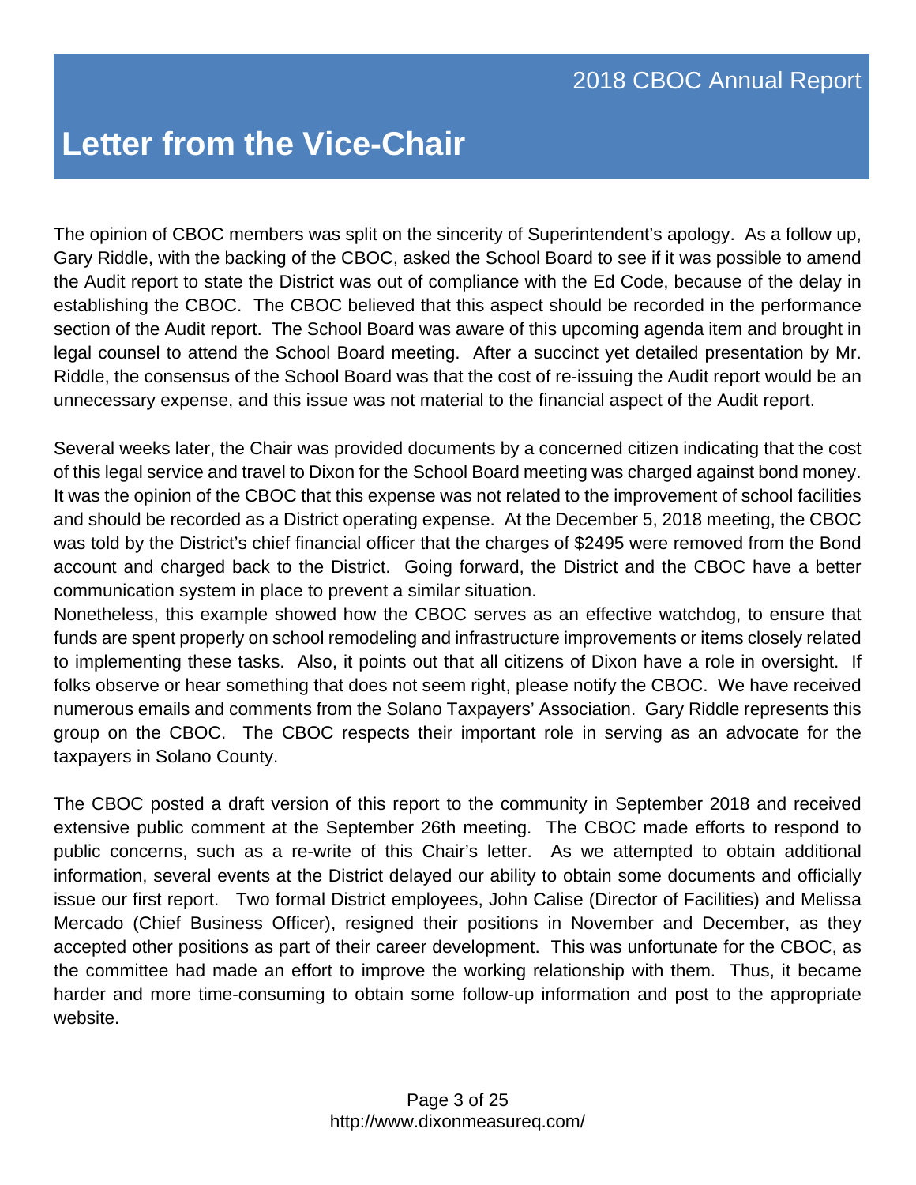# Letter from the Vice-Chair

The opinion of CBOC members was split on the sincerity of Superintendent's apology. As a follow up, Gary Riddle, with the backing of the CBOC, asked the School Board to see if it was possible to amend the Audit report to state the District was out of compliance with the Ed Code, because of the delay in establishing the CBOC. The CBOC believed that this aspect should be recorded in the performance section of the Audit report. The School Board was aware of this upcoming agenda item and brought in legal counsel to attend the School Board meeting. After a succinct yet detailed presentation by Mr. Riddle, the consensus of the School Board was that the cost of re-issuing the Audit report would be an unnecessary expense, and this issue was not material to the financial aspect of the Audit report.

Several weeks later, the Chair was provided documents by a concerned citizen indicating that the cost of this legal service and travel to Dixon for the School Board meeting was charged against bond money. It was the opinion of the CBOC that this expense was not related to the improvement of school facilities and should be recorded as a District operating expense. At the December 5, 2018 meeting, the CBOC was told by the District's chief financial officer that the charges of $2495 were removed from the Bond account and charged back to the District. Going forward, the District and the CBOC have a better communication system in place to prevent a similar situation.
Nonetheless, this example showed how the CBOC serves as an effective watchdog, to ensure that funds are spent properly on school remodeling and infrastructure improvements or items closely related to implementing these tasks. Also, it points out that all citizens of Dixon have a role in oversight. If folks observe or hear something that does not seem right, please notify the CBOC. We have received numerous emails and comments from the Solano Taxpayers' Association. Gary Riddle represents this group on the CBOC. The CBOC respects their important role in serving as an advocate for the taxpayers in Solano County.

The CBOC posted a draft version of this report to the community in September 2018 and received extensive public comment at the September 26th meeting. The CBOC made efforts to respond to public concerns, such as a re-write of this Chair's letter. As we attempted to obtain additional information, several events at the District delayed our ability to obtain some documents and officially issue our first report. Two formal District employees, John Calise (Director of Facilities) and Melissa Mercado (Chief Business Officer), resigned their positions in November and December, as they accepted other positions as part of their career development. This was unfortunate for the CBOC, as the committee had made an effort to improve the working relationship with them. Thus, it became harder and more time-consuming to obtain some follow-up information and post to the appropriate website.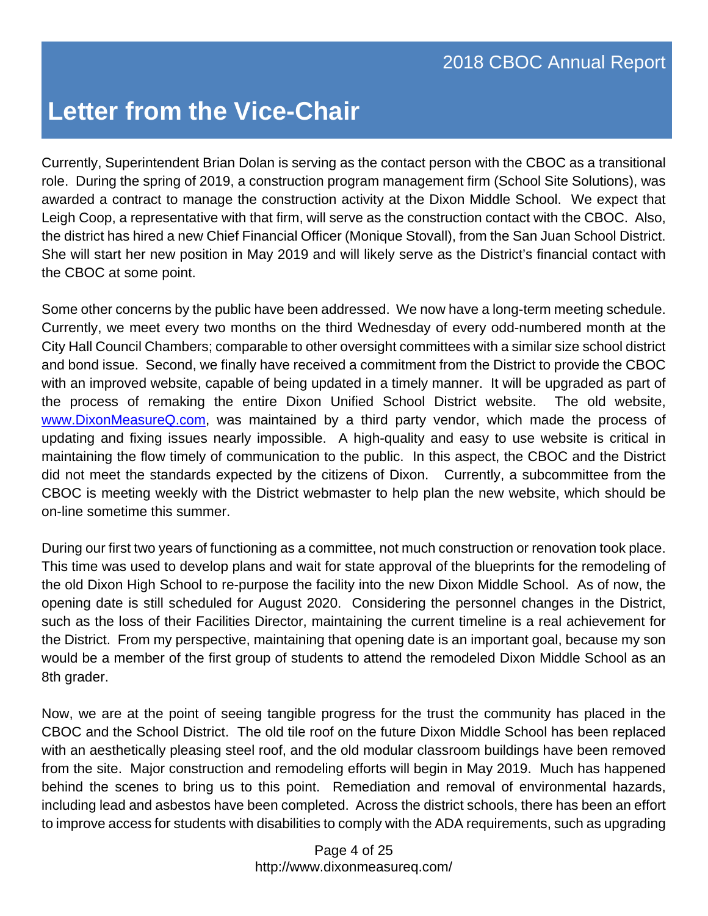# Letter from the Vice-Chair

Currently, Superintendent Brian Dolan is serving as the contact person with the CBOC as a transitional role. During the spring of 2019, a construction program management firm (School Site Solutions), was awarded a contract to manage the construction activity at the Dixon Middle School. We expect that Leigh Coop, a representative with that firm, will serve as the construction contact with the CBOC. Also, the district has hired a new Chief Financial Officer (Monique Stovall), from the San Juan School District. She will start her new position in May 2019 and will likely serve as the District's financial contact with the CBOC at some point.

Some other concerns by the public have been addressed. We now have a long-term meeting schedule. Currently, we meet every two months on the third Wednesday of every odd-numbered month at the City Hall Council Chambers; comparable to other oversight committees with a similar size school district and bond issue. Second, we finally have received a commitment from the District to provide the CBOC with an improved website, capable of being updated in a timely manner. It will be upgraded as part of the process of remaking the entire Dixon Unified School District website. The old website, [www.DixonMeasureQ.com](http://www.DixonMeasureQ.com), was maintained by a third party vendor, which made the process of updating and fixing issues nearly impossible. A high-quality and easy to use website is critical in maintaining the flow timely of communication to the public. In this aspect, the CBOC and the District did not meet the standards expected by the citizens of Dixon. Currently, a subcommittee from the CBOC is meeting weekly with the District webmaster to help plan the new website, which should be on-line sometime this summer.

During our first two years of functioning as a committee, not much construction or renovation took place. This time was used to develop plans and wait for state approval of the blueprints for the remodeling of the old Dixon High School to re-purpose the facility into the new Dixon Middle School. As of now, the opening date is still scheduled for August 2020. Considering the personnel changes in the District, such as the loss of their Facilities Director, maintaining the current timeline is a real achievement for the District. From my perspective, maintaining that opening date is an important goal, because my son would be a member of the first group of students to attend the remodeled Dixon Middle School as an 8th grader.

Now, we are at the point of seeing tangible progress for the trust the community has placed in the CBOC and the School District. The old tile roof on the future Dixon Middle School has been replaced with an aesthetically pleasing steel roof, and the old modular classroom buildings have been removed from the site. Major construction and remodeling efforts will begin in May 2019. Much has happened behind the scenes to bring us to this point. Remediation and removal of environmental hazards, including lead and asbestos have been completed. Across the district schools, there has been an effort to improve access for students with disabilities to comply with the ADA requirements, such as upgrading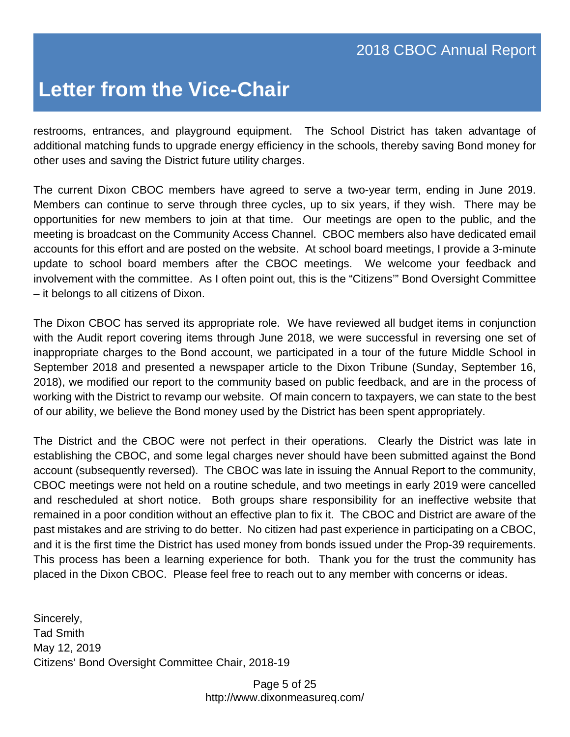# Letter from the Vice-Chair

restrooms, entrances, and playground equipment. The School District has taken advantage of additional matching funds to upgrade energy efficiency in the schools, thereby saving Bond money for other uses and saving the District future utility charges.

The current Dixon CBOC members have agreed to serve a two-year term, ending in June 2019. Members can continue to serve through three cycles, up to six years, if they wish. There may be opportunities for new members to join at that time. Our meetings are open to the public, and the meeting is broadcast on the Community Access Channel. CBOC members also have dedicated email accounts for this effort and are posted on the website. At school board meetings, I provide a 3-minute update to school board members after the CBOC meetings. We welcome your feedback and involvement with the committee. As I often point out, this is the "Citizens'" Bond Oversight Committee – it belongs to all citizens of Dixon.

The Dixon CBOC has served its appropriate role. We have reviewed all budget items in conjunction with the Audit report covering items through June 2018, we were successful in reversing one set of inappropriate charges to the Bond account, we participated in a tour of the future Middle School in September 2018 and presented a newspaper article to the Dixon Tribune (Sunday, September 16, 2018), we modified our report to the community based on public feedback, and are in the process of working with the District to revamp our website. Of main concern to taxpayers, we can state to the best of our ability, we believe the Bond money used by the District has been spent appropriately.

The District and the CBOC were not perfect in their operations. Clearly the District was late in establishing the CBOC, and some legal charges never should have been submitted against the Bond account (subsequently reversed). The CBOC was late in issuing the Annual Report to the community, CBOC meetings were not held on a routine schedule, and two meetings in early 2019 were cancelled and rescheduled at short notice. Both groups share responsibility for an ineffective website that remained in a poor condition without an effective plan to fix it. The CBOC and District are aware of the past mistakes and are striving to do better. No citizen had past experience in participating on a CBOC, and it is the first time the District has used money from bonds issued under the Prop-39 requirements. This process has been a learning experience for both. Thank you for the trust the community has placed in the Dixon CBOC. Please feel free to reach out to any member with concerns or ideas.

Sincerely,
Tad Smith
May 12, 2019
Citizens' Bond Oversight Committee Chair, 2018-19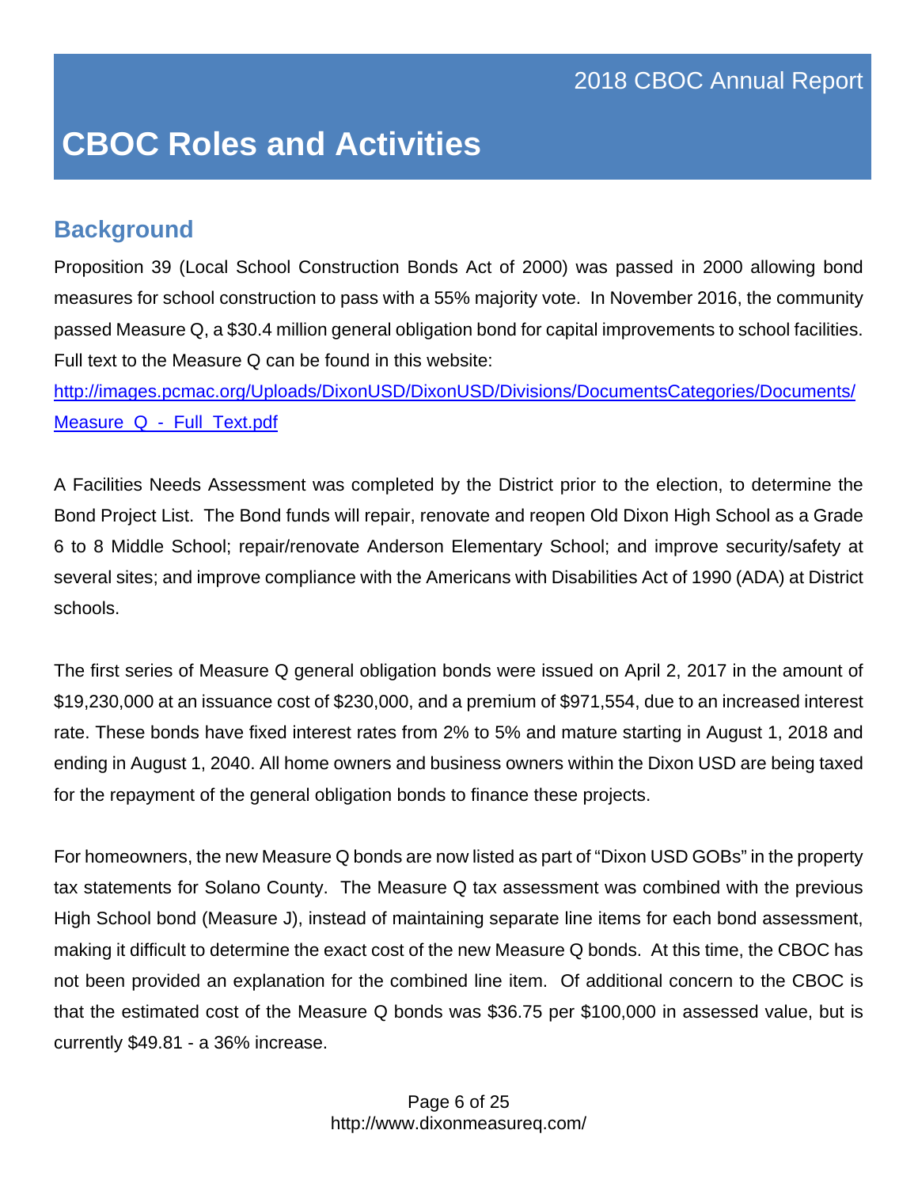# CBOC Roles and Activities

## Background

Proposition 39 (Local School Construction Bonds Act of 2000) was passed in 2000 allowing bond measures for school construction to pass with a 55% majority vote. In November 2016, the community passed Measure Q, a $30.4 million general obligation bond for capital improvements to school facilities. Full text to the Measure Q can be found in this website:
[http://images.pcmac.org/Uploads/DixonUSD/DixonUSD/Divisions/DocumentsCategories/Documents/Measure_Q_-_Full_Text.pdf](http://images.pcmac.org/Uploads/DixonUSD/DixonUSD/Divisions/DocumentsCategories/Documents/Measure_Q_-_Full_Text.pdf)

A Facilities Needs Assessment was completed by the District prior to the election, to determine the Bond Project List. The Bond funds will repair, renovate and reopen Old Dixon High School as a Grade 6 to 8 Middle School; repair/renovate Anderson Elementary School; and improve security/safety at several sites; and improve compliance with the Americans with Disabilities Act of 1990 (ADA) at District schools.

The first series of Measure Q general obligation bonds were issued on April 2, 2017 in the amount of $19,230,000 at an issuance cost of $230,000, and a premium of $971,554, due to an increased interest rate. These bonds have fixed interest rates from 2% to 5% and mature starting in August 1, 2018 and ending in August 1, 2040. All home owners and business owners within the Dixon USD are being taxed for the repayment of the general obligation bonds to finance these projects.

For homeowners, the new Measure Q bonds are now listed as part of "Dixon USD GOBs" in the property tax statements for Solano County. The Measure Q tax assessment was combined with the previous High School bond (Measure J), instead of maintaining separate line items for each bond assessment, making it difficult to determine the exact cost of the new Measure Q bonds. At this time, the CBOC has not been provided an explanation for the combined line item. Of additional concern to the CBOC is that the estimated cost of the Measure Q bonds was $36.75 per $100,000 in assessed value, but is currently $49.81 - a 36% increase.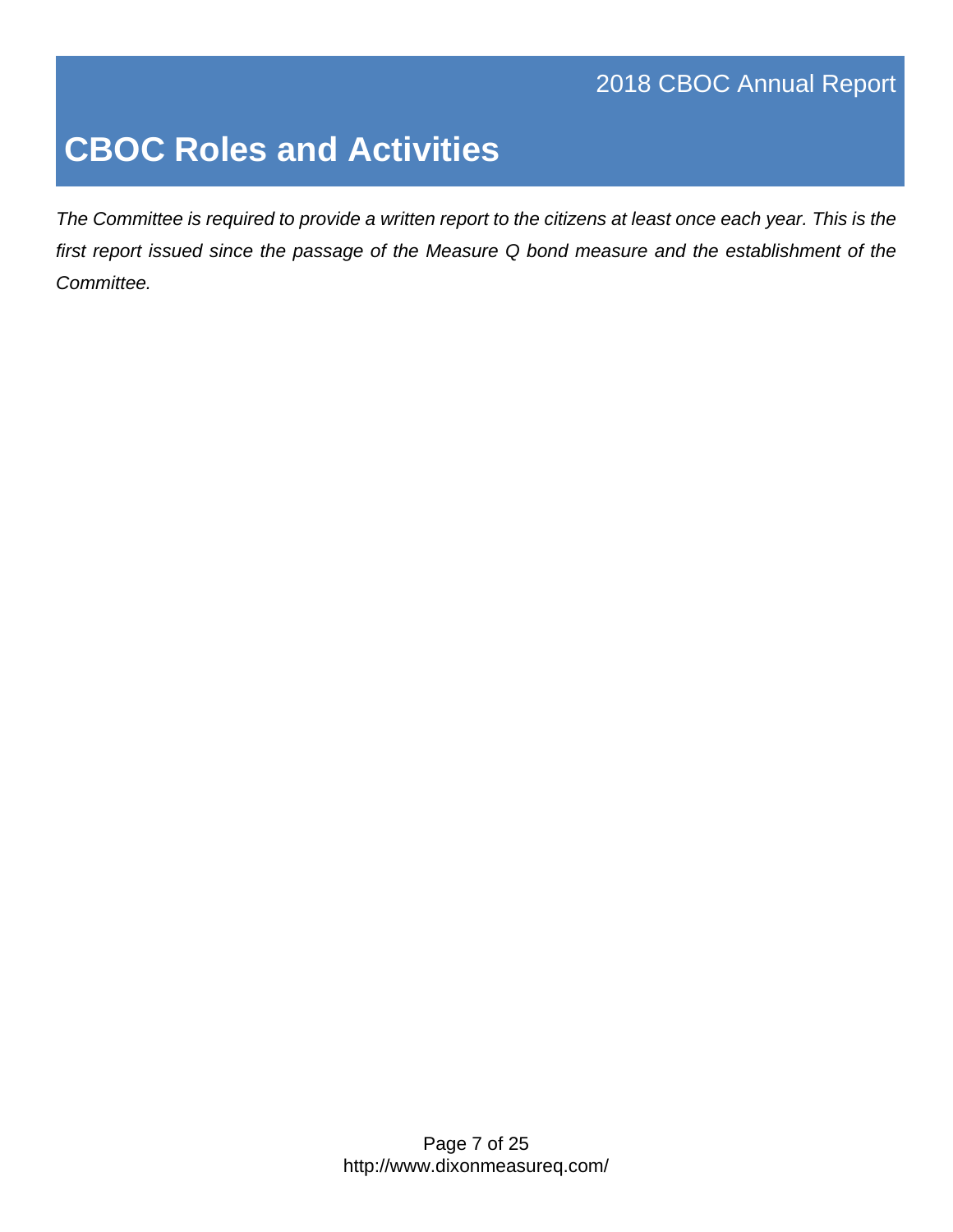# CBOC Roles and Activities

*The Committee is required to provide a written report to the citizens at least once each year. This is the first report issued since the passage of the Measure Q bond measure and the establishment of the Committee.*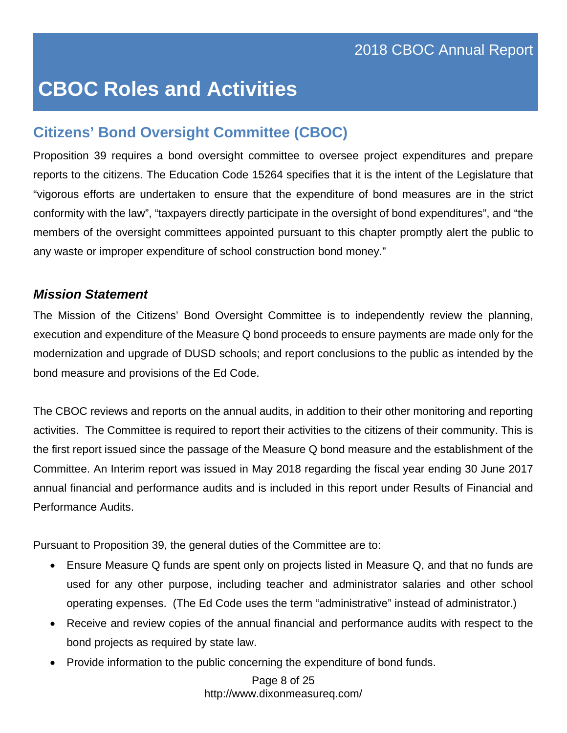# CBOC Roles and Activities

## Citizens' Bond Oversight Committee (CBOC)

Proposition 39 requires a bond oversight committee to oversee project expenditures and prepare reports to the citizens. The Education Code 15264 specifies that it is the intent of the Legislature that "vigorous efforts are undertaken to ensure that the expenditure of bond measures are in the strict conformity with the law", "taxpayers directly participate in the oversight of bond expenditures", and "the members of the oversight committees appointed pursuant to this chapter promptly alert the public to any waste or improper expenditure of school construction bond money."

### *Mission Statement*

The Mission of the Citizens' Bond Oversight Committee is to independently review the planning, execution and expenditure of the Measure Q bond proceeds to ensure payments are made only for the modernization and upgrade of DUSD schools; and report conclusions to the public as intended by the bond measure and provisions of the Ed Code.

The CBOC reviews and reports on the annual audits, in addition to their other monitoring and reporting activities. The Committee is required to report their activities to the citizens of their community. This is the first report issued since the passage of the Measure Q bond measure and the establishment of the Committee. An Interim report was issued in May 2018 regarding the fiscal year ending 30 June 2017 annual financial and performance audits and is included in this report under Results of Financial and Performance Audits.

Pursuant to Proposition 39, the general duties of the Committee are to:

- Ensure Measure Q funds are spent only on projects listed in Measure Q, and that no funds are used for any other purpose, including teacher and administrator salaries and other school operating expenses. (The Ed Code uses the term "administrative" instead of administrator.)
- Receive and review copies of the annual financial and performance audits with respect to the bond projects as required by state law.
- Provide information to the public concerning the expenditure of bond funds.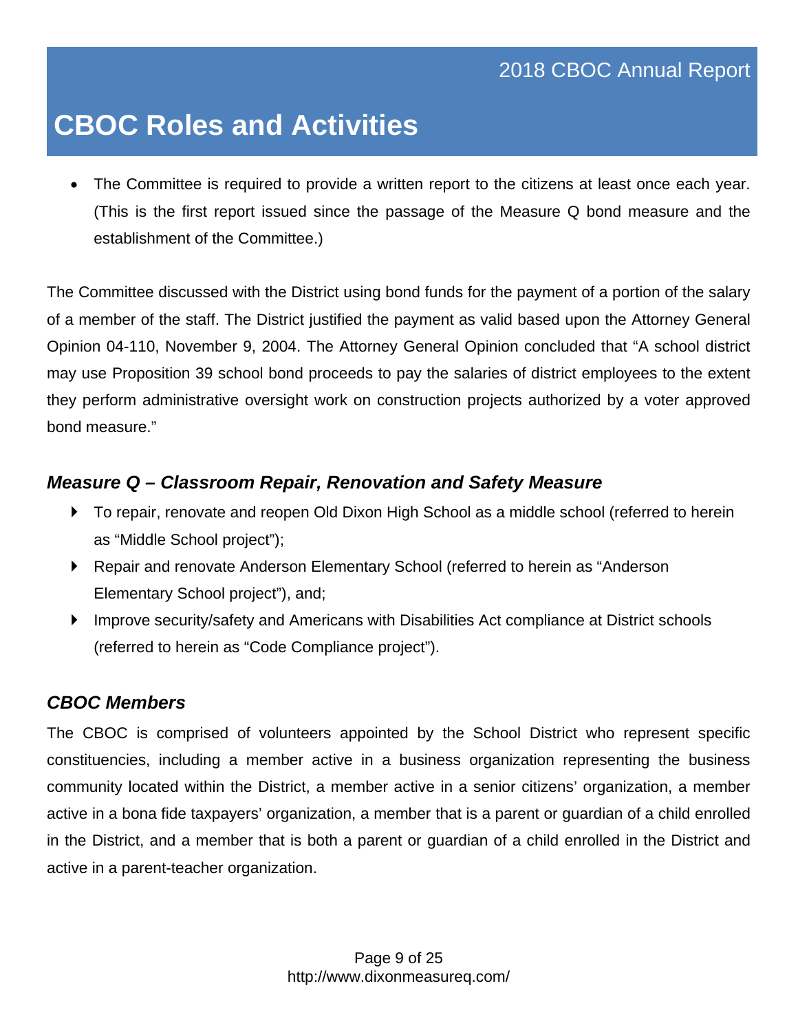# CBOC Roles and Activities

- The Committee is required to provide a written report to the citizens at least once each year. (This is the first report issued since the passage of the Measure Q bond measure and the establishment of the Committee.)

The Committee discussed with the District using bond funds for the payment of a portion of the salary of a member of the staff. The District justified the payment as valid based upon the Attorney General Opinion 04-110, November 9, 2004. The Attorney General Opinion concluded that "A school district may use Proposition 39 school bond proceeds to pay the salaries of district employees to the extent they perform administrative oversight work on construction projects authorized by a voter approved bond measure."

### *Measure Q – Classroom Repair, Renovation and Safety Measure*

- To repair, renovate and reopen Old Dixon High School as a middle school (referred to herein as "Middle School project");
- Repair and renovate Anderson Elementary School (referred to herein as "Anderson Elementary School project"), and;
- Improve security/safety and Americans with Disabilities Act compliance at District schools (referred to herein as "Code Compliance project").

### *CBOC Members*

The CBOC is comprised of volunteers appointed by the School District who represent specific constituencies, including a member active in a business organization representing the business community located within the District, a member active in a senior citizens' organization, a member active in a bona fide taxpayers' organization, a member that is a parent or guardian of a child enrolled in the District, and a member that is both a parent or guardian of a child enrolled in the District and active in a parent-teacher organization.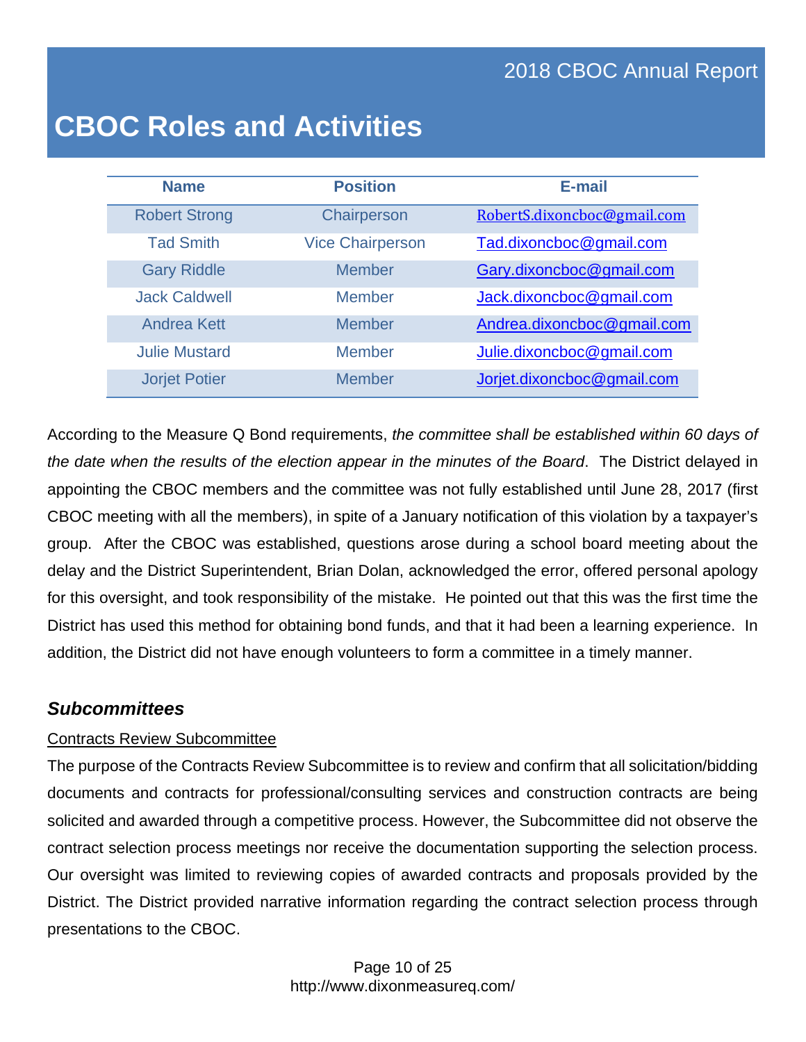# CBOC Roles and Activities

| Name | Position | E-mail |
|---|---|---|
| Robert Strong | Chairperson | RobertS.dixoncboc@gmail.com |
| Tad Smith | Vice Chairperson | Tad.dixoncboc@gmail.com |
| Gary Riddle | Member | Gary.dixoncboc@gmail.com |
| Jack Caldwell | Member | Jack.dixoncboc@gmail.com |
| Andrea Kett | Member | Andrea.dixoncboc@gmail.com |
| Julie Mustard | Member | Julie.dixoncboc@gmail.com |
| Jorjet Potier | Member | Jorjet.dixoncboc@gmail.com |

According to the Measure Q Bond requirements, *the committee shall be established within 60 days of the date when the results of the election appear in the minutes of the Board*. The District delayed in appointing the CBOC members and the committee was not fully established until June 28, 2017 (first CBOC meeting with all the members), in spite of a January notification of this violation by a taxpayer's group. After the CBOC was established, questions arose during a school board meeting about the delay and the District Superintendent, Brian Dolan, acknowledged the error, offered personal apology for this oversight, and took responsibility of the mistake. He pointed out that this was the first time the District has used this method for obtaining bond funds, and that it had been a learning experience. In addition, the District did not have enough volunteers to form a committee in a timely manner.

### *Subcommittees*

Contracts Review Subcommittee

The purpose of the Contracts Review Subcommittee is to review and confirm that all solicitation/bidding documents and contracts for professional/consulting services and construction contracts are being solicited and awarded through a competitive process. However, the Subcommittee did not observe the contract selection process meetings nor receive the documentation supporting the selection process. Our oversight was limited to reviewing copies of awarded contracts and proposals provided by the District. The District provided narrative information regarding the contract selection process through presentations to the CBOC.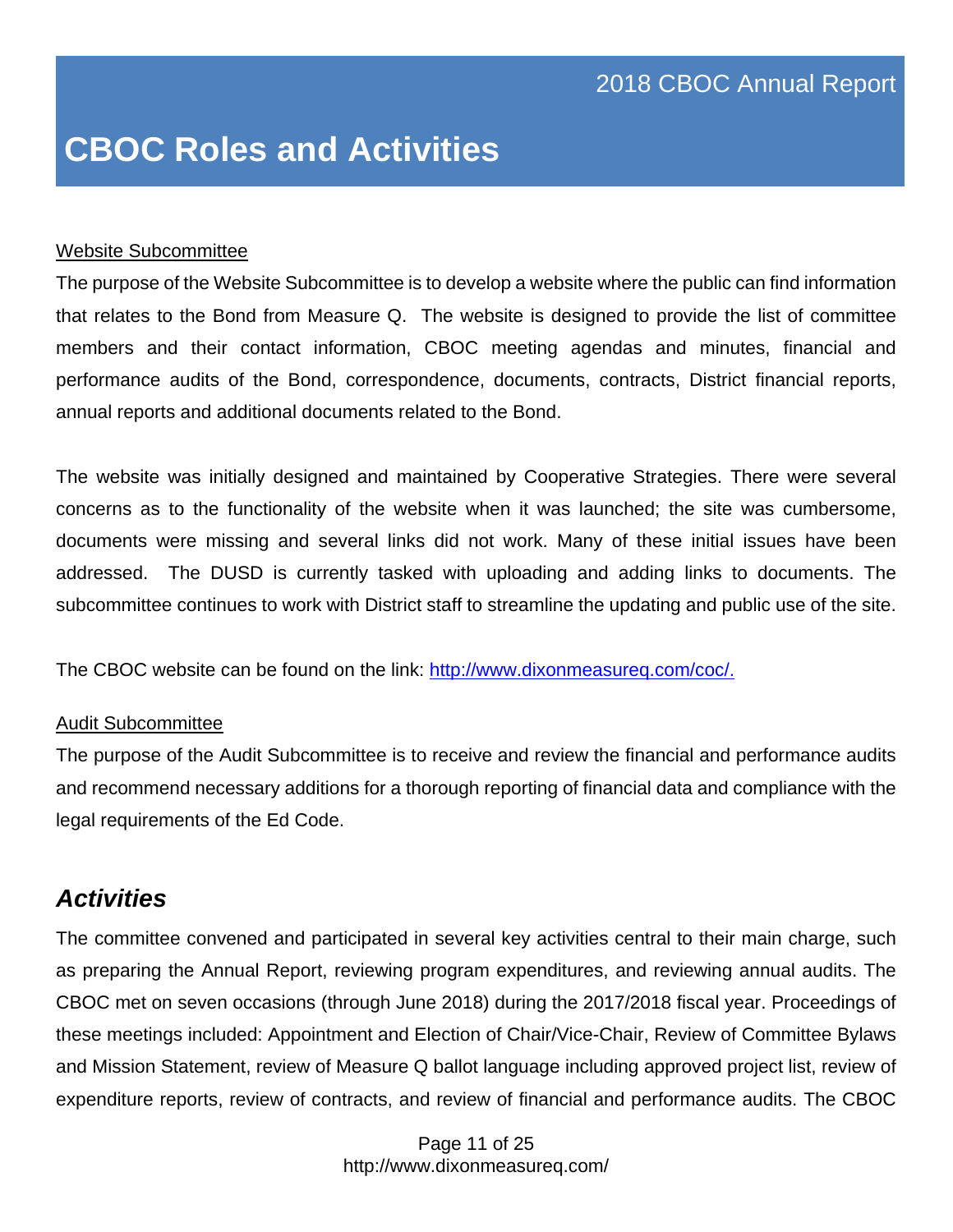# CBOC Roles and Activities

Website Subcommittee

The purpose of the Website Subcommittee is to develop a website where the public can find information that relates to the Bond from Measure Q. The website is designed to provide the list of committee members and their contact information, CBOC meeting agendas and minutes, financial and performance audits of the Bond, correspondence, documents, contracts, District financial reports, annual reports and additional documents related to the Bond.

The website was initially designed and maintained by Cooperative Strategies. There were several concerns as to the functionality of the website when it was launched; the site was cumbersome, documents were missing and several links did not work. Many of these initial issues have been addressed. The DUSD is currently tasked with uploading and adding links to documents. The subcommittee continues to work with District staff to streamline the updating and public use of the site.

The CBOC website can be found on the link: [http://www.dixonmeasureq.com/coc/.](http://www.dixonmeasureq.com/coc/)

Audit Subcommittee

The purpose of the Audit Subcommittee is to receive and review the financial and performance audits and recommend necessary additions for a thorough reporting of financial data and compliance with the legal requirements of the Ed Code.

## *Activities*

The committee convened and participated in several key activities central to their main charge, such as preparing the Annual Report, reviewing program expenditures, and reviewing annual audits. The CBOC met on seven occasions (through June 2018) during the 2017/2018 fiscal year. Proceedings of these meetings included: Appointment and Election of Chair/Vice-Chair, Review of Committee Bylaws and Mission Statement, review of Measure Q ballot language including approved project list, review of expenditure reports, review of contracts, and review of financial and performance audits. The CBOC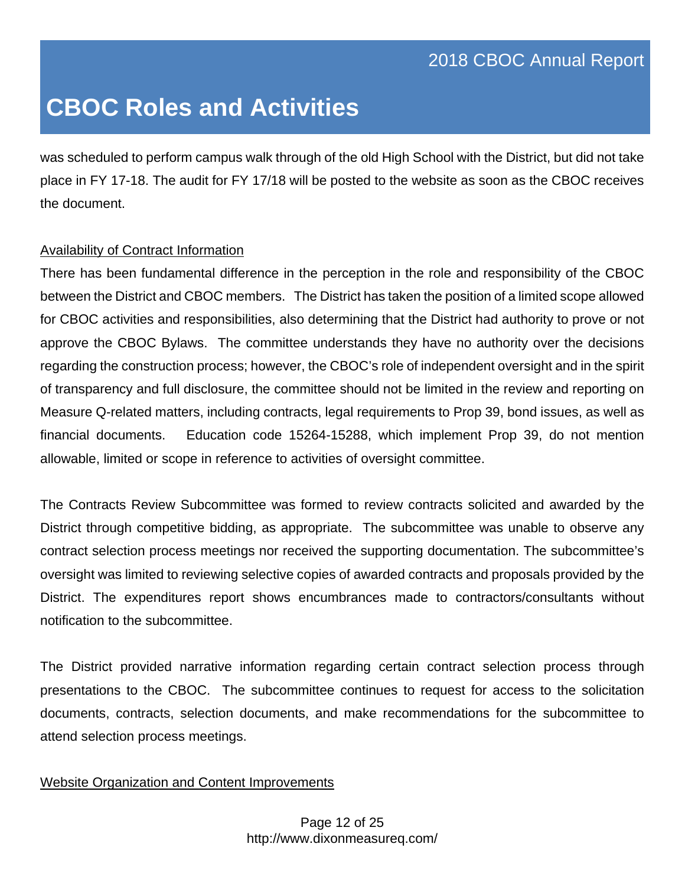# CBOC Roles and Activities

was scheduled to perform campus walk through of the old High School with the District, but did not take place in FY 17-18. The audit for FY 17/18 will be posted to the website as soon as the CBOC receives the document.

<u>Availability of Contract Information</u>

There has been fundamental difference in the perception in the role and responsibility of the CBOC between the District and CBOC members. The District has taken the position of a limited scope allowed for CBOC activities and responsibilities, also determining that the District had authority to prove or not approve the CBOC Bylaws. The committee understands they have no authority over the decisions regarding the construction process; however, the CBOC's role of independent oversight and in the spirit of transparency and full disclosure, the committee should not be limited in the review and reporting on Measure Q-related matters, including contracts, legal requirements to Prop 39, bond issues, as well as financial documents. Education code 15264-15288, which implement Prop 39, do not mention allowable, limited or scope in reference to activities of oversight committee.

The Contracts Review Subcommittee was formed to review contracts solicited and awarded by the District through competitive bidding, as appropriate. The subcommittee was unable to observe any contract selection process meetings nor received the supporting documentation. The subcommittee's oversight was limited to reviewing selective copies of awarded contracts and proposals provided by the District. The expenditures report shows encumbrances made to contractors/consultants without notification to the subcommittee.

The District provided narrative information regarding certain contract selection process through presentations to the CBOC. The subcommittee continues to request for access to the solicitation documents, contracts, selection documents, and make recommendations for the subcommittee to attend selection process meetings.

<u>Website Organization and Content Improvements</u>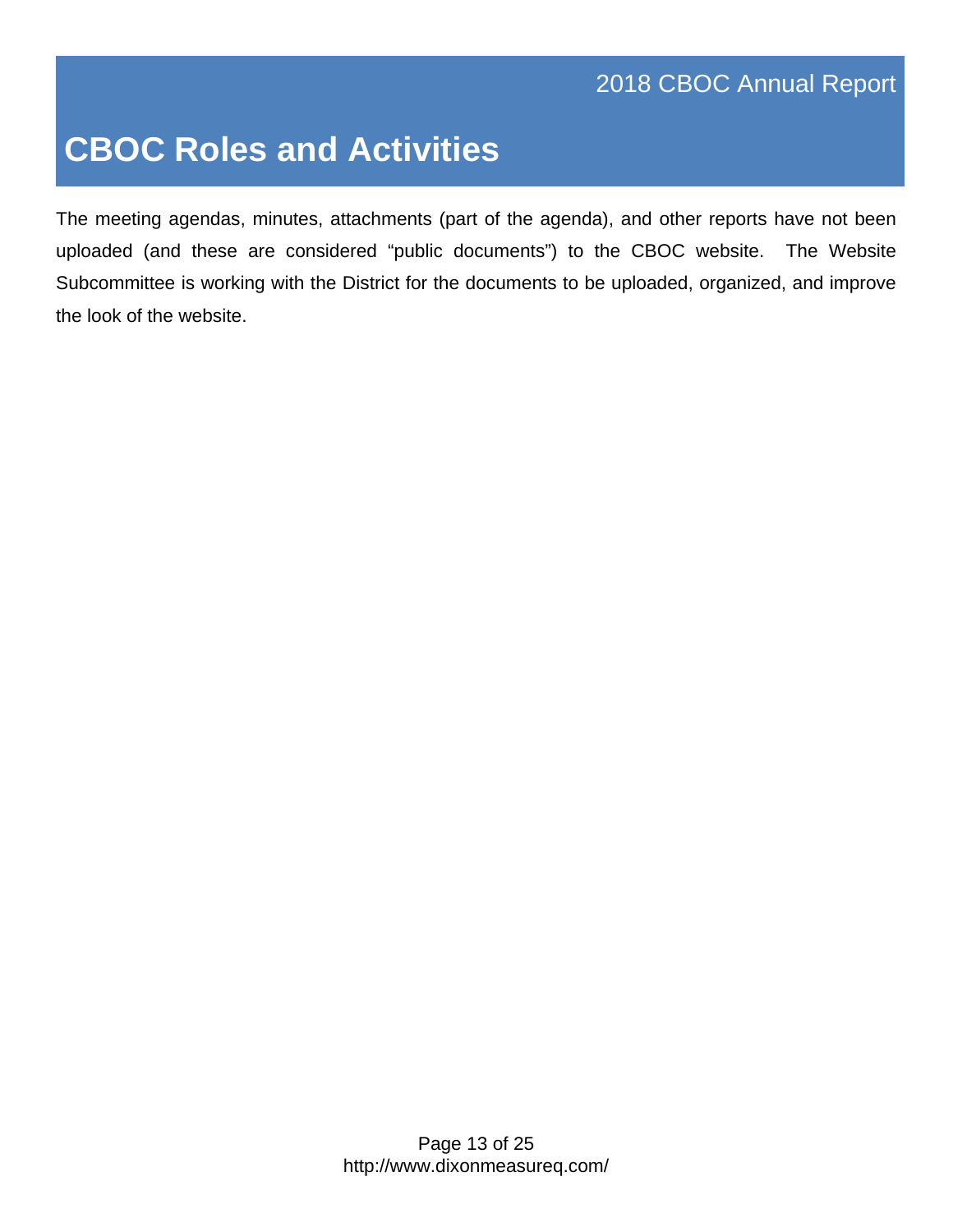# CBOC Roles and Activities

The meeting agendas, minutes, attachments (part of the agenda), and other reports have not been uploaded (and these are considered "public documents") to the CBOC website. The Website Subcommittee is working with the District for the documents to be uploaded, organized, and improve the look of the website.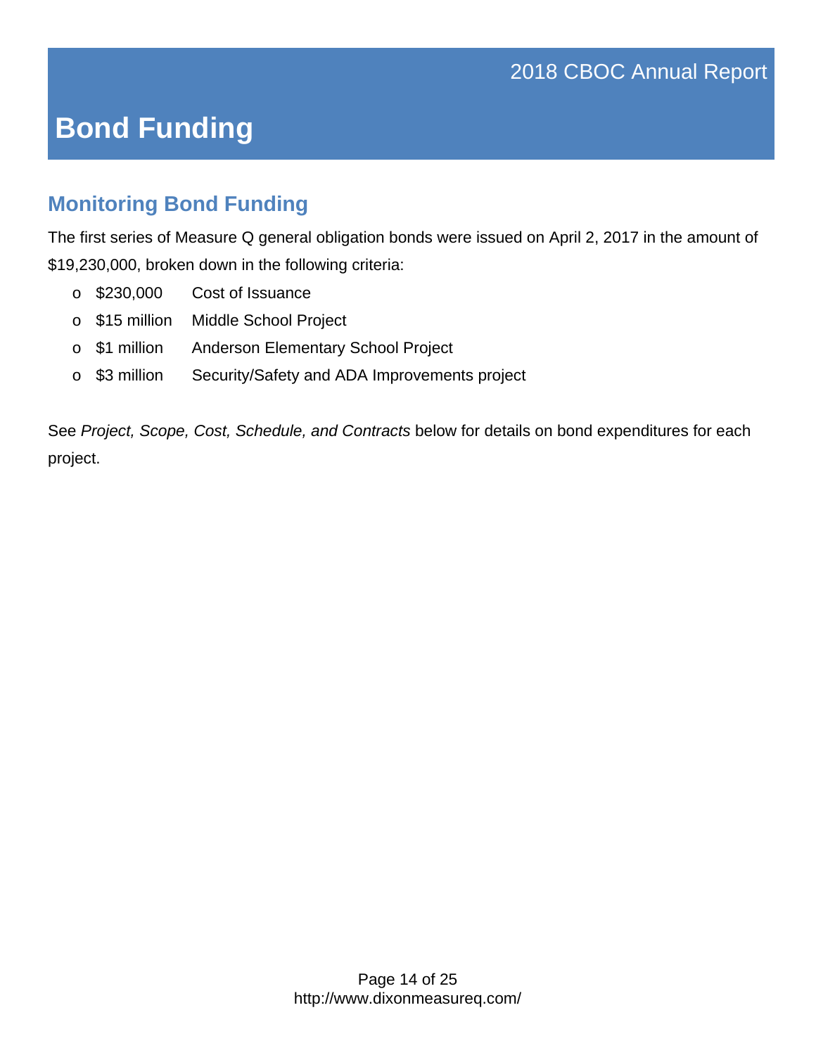# Bond Funding

## Monitoring Bond Funding

The first series of Measure Q general obligation bonds were issued on April 2, 2017 in the amount of $19,230,000, broken down in the following criteria:

- $230,000 Cost of Issuance
- $15 million Middle School Project
- $1 million Anderson Elementary School Project
- $3 million Security/Safety and ADA Improvements project

See *Project, Scope, Cost, Schedule, and Contracts* below for details on bond expenditures for each project.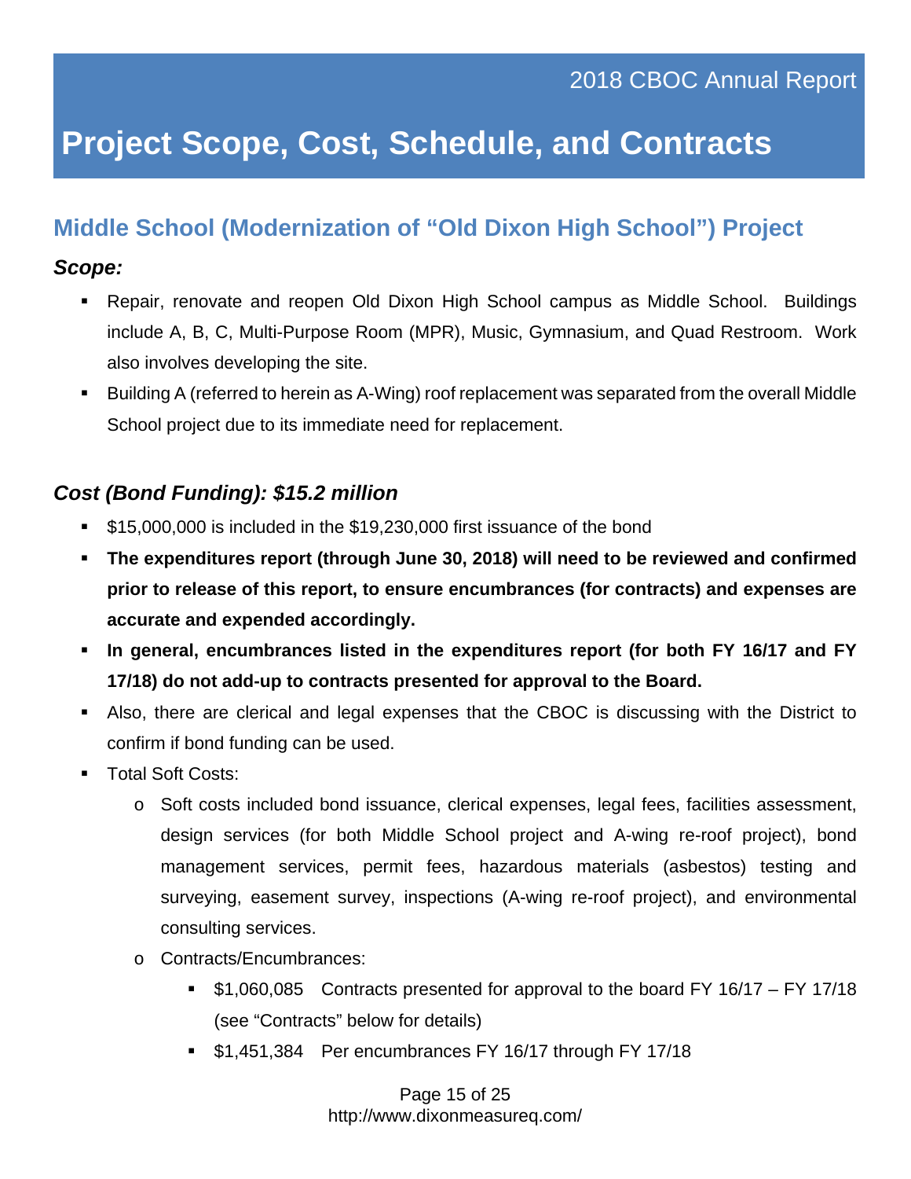# Project Scope, Cost, Schedule, and Contracts

## Middle School (Modernization of "Old Dixon High School") Project

### *Scope:*

- Repair, renovate and reopen Old Dixon High School campus as Middle School. Buildings include A, B, C, Multi-Purpose Room (MPR), Music, Gymnasium, and Quad Restroom. Work also involves developing the site.
- Building A (referred to herein as A-Wing) roof replacement was separated from the overall Middle School project due to its immediate need for replacement.

### *Cost (Bond Funding): $15.2 million*

- $15,000,000 is included in the $19,230,000 first issuance of the bond
- **The expenditures report (through June 30, 2018) will need to be reviewed and confirmed prior to release of this report, to ensure encumbrances (for contracts) and expenses are accurate and expended accordingly.**
- **In general, encumbrances listed in the expenditures report (for both FY 16/17 and FY 17/18) do not add-up to contracts presented for approval to the Board.**
- Also, there are clerical and legal expenses that the CBOC is discussing with the District to confirm if bond funding can be used.
- Total Soft Costs:
  - Soft costs included bond issuance, clerical expenses, legal fees, facilities assessment, design services (for both Middle School project and A-wing re-roof project), bond management services, permit fees, hazardous materials (asbestos) testing and surveying, easement survey, inspections (A-wing re-roof project), and environmental consulting services.
  - Contracts/Encumbrances:
    - $1,060,085 Contracts presented for approval to the board FY 16/17 – FY 17/18 (see "Contracts" below for details)
    - $1,451,384 Per encumbrances FY 16/17 through FY 17/18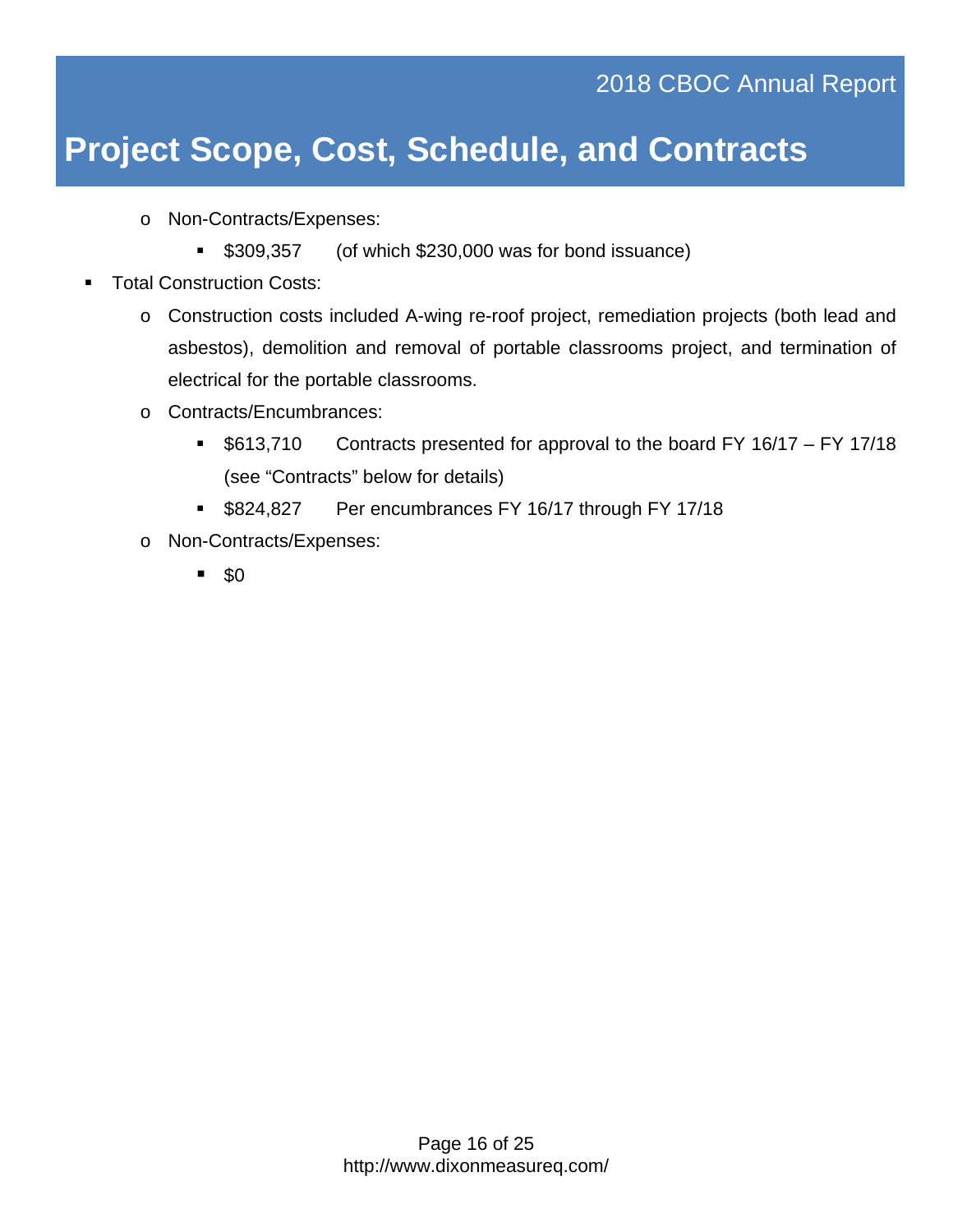# Project Scope, Cost, Schedule, and Contracts

- Non-Contracts/Expenses:
  - $309,357 (of which $230,000 was for bond issuance)

- Total Construction Costs:
  - Construction costs included A-wing re-roof project, remediation projects (both lead and asbestos), demolition and removal of portable classrooms project, and termination of electrical for the portable classrooms.
  - Contracts/Encumbrances:
    - $613,710 Contracts presented for approval to the board FY 16/17 – FY 17/18 (see "Contracts" below for details)
    - $824,827 Per encumbrances FY 16/17 through FY 17/18
  - Non-Contracts/Expenses:
    - $0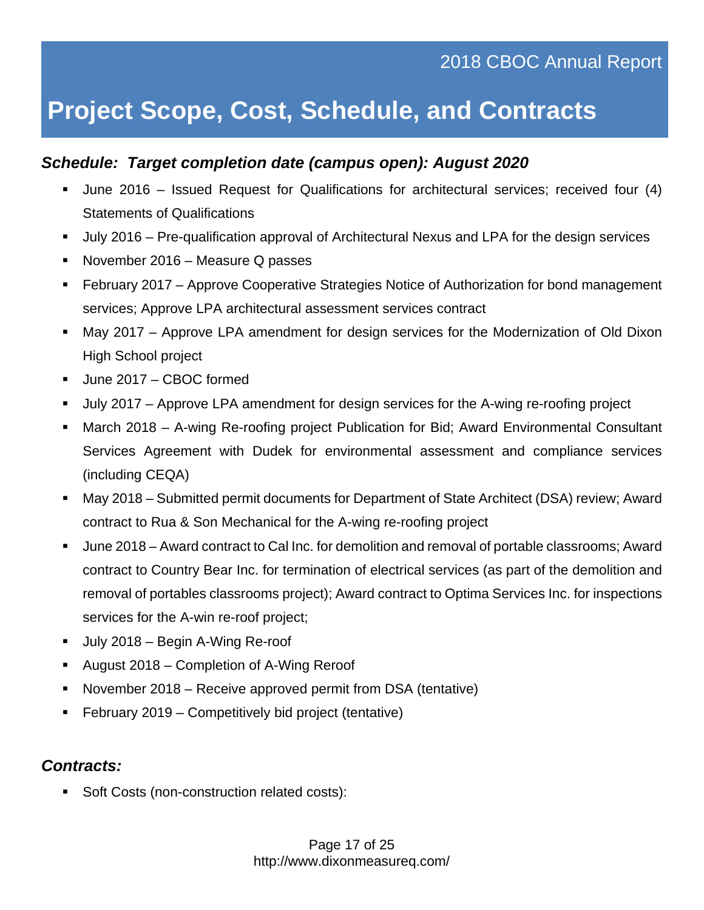# Project Scope, Cost, Schedule, and Contracts

### *Schedule: Target completion date (campus open): August 2020*

- June 2016 – Issued Request for Qualifications for architectural services; received four (4) Statements of Qualifications
- July 2016 – Pre-qualification approval of Architectural Nexus and LPA for the design services
- November 2016 – Measure Q passes
- February 2017 – Approve Cooperative Strategies Notice of Authorization for bond management services; Approve LPA architectural assessment services contract
- May 2017 – Approve LPA amendment for design services for the Modernization of Old Dixon High School project
- June 2017 – CBOC formed
- July 2017 – Approve LPA amendment for design services for the A-wing re-roofing project
- March 2018 – A-wing Re-roofing project Publication for Bid; Award Environmental Consultant Services Agreement with Dudek for environmental assessment and compliance services (including CEQA)
- May 2018 – Submitted permit documents for Department of State Architect (DSA) review; Award contract to Rua & Son Mechanical for the A-wing re-roofing project
- June 2018 – Award contract to Cal Inc. for demolition and removal of portable classrooms; Award contract to Country Bear Inc. for termination of electrical services (as part of the demolition and removal of portables classrooms project); Award contract to Optima Services Inc. for inspections services for the A-win re-roof project;
- July 2018 – Begin A-Wing Re-roof
- August 2018 – Completion of A-Wing Reroof
- November 2018 – Receive approved permit from DSA (tentative)
- February 2019 – Competitively bid project (tentative)

### *Contracts:*

- Soft Costs (non-construction related costs):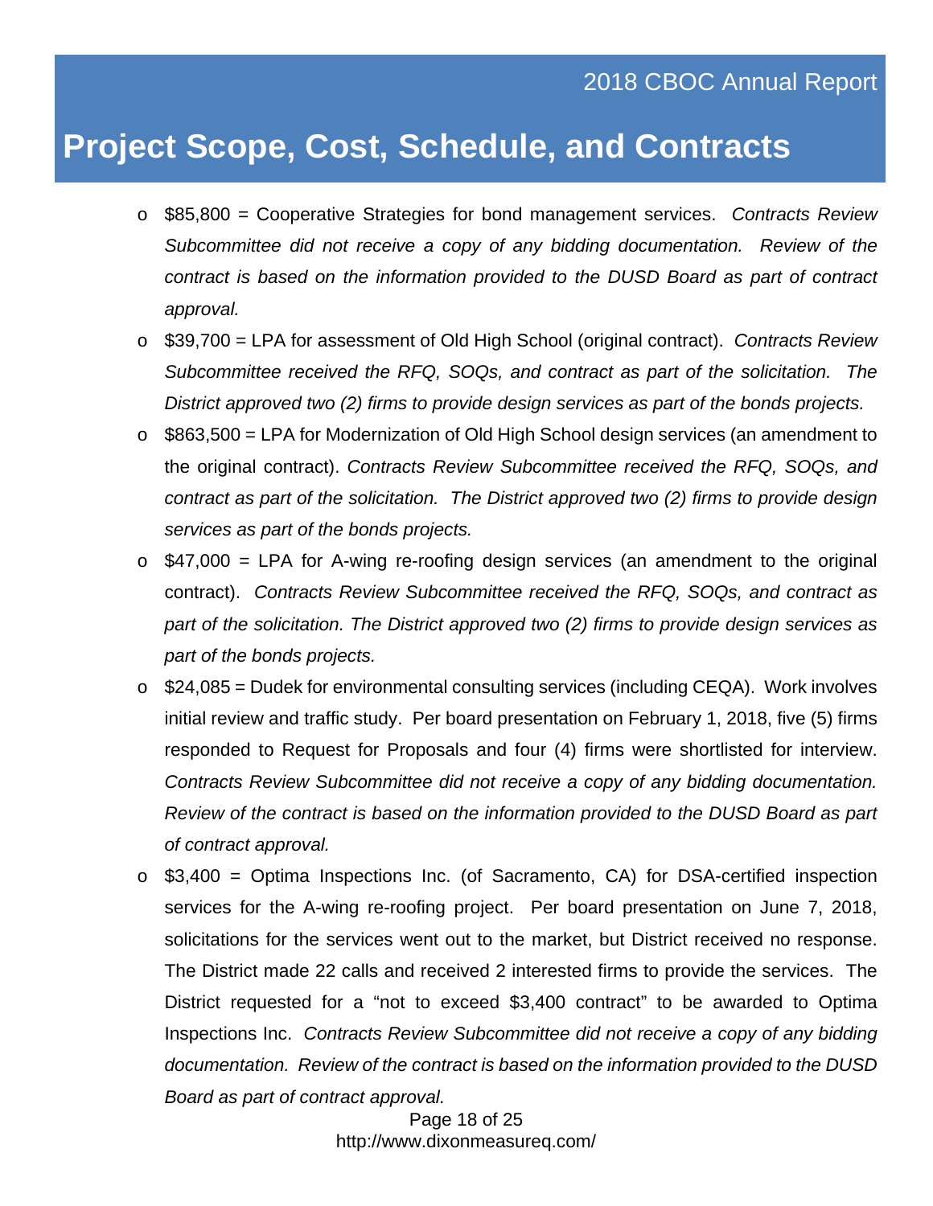# Project Scope, Cost, Schedule, and Contracts

- $85,800 = Cooperative Strategies for bond management services. *Contracts Review Subcommittee did not receive a copy of any bidding documentation. Review of the contract is based on the information provided to the DUSD Board as part of contract approval.*
- $39,700 = LPA for assessment of Old High School (original contract). *Contracts Review Subcommittee received the RFQ, SOQs, and contract as part of the solicitation. The District approved two (2) firms to provide design services as part of the bonds projects.*
- $863,500 = LPA for Modernization of Old High School design services (an amendment to the original contract). *Contracts Review Subcommittee received the RFQ, SOQs, and contract as part of the solicitation. The District approved two (2) firms to provide design services as part of the bonds projects.*
- $47,000 = LPA for A-wing re-roofing design services (an amendment to the original contract). *Contracts Review Subcommittee received the RFQ, SOQs, and contract as part of the solicitation. The District approved two (2) firms to provide design services as part of the bonds projects.*
- $24,085 = Dudek for environmental consulting services (including CEQA). Work involves initial review and traffic study. Per board presentation on February 1, 2018, five (5) firms responded to Request for Proposals and four (4) firms were shortlisted for interview. *Contracts Review Subcommittee did not receive a copy of any bidding documentation. Review of the contract is based on the information provided to the DUSD Board as part of contract approval.*
- $3,400 = Optima Inspections Inc. (of Sacramento, CA) for DSA-certified inspection services for the A-wing re-roofing project. Per board presentation on June 7, 2018, solicitations for the services went out to the market, but District received no response. The District made 22 calls and received 2 interested firms to provide the services. The District requested for a "not to exceed $3,400 contract" to be awarded to Optima Inspections Inc. *Contracts Review Subcommittee did not receive a copy of any bidding documentation. Review of the contract is based on the information provided to the DUSD Board as part of contract approval.*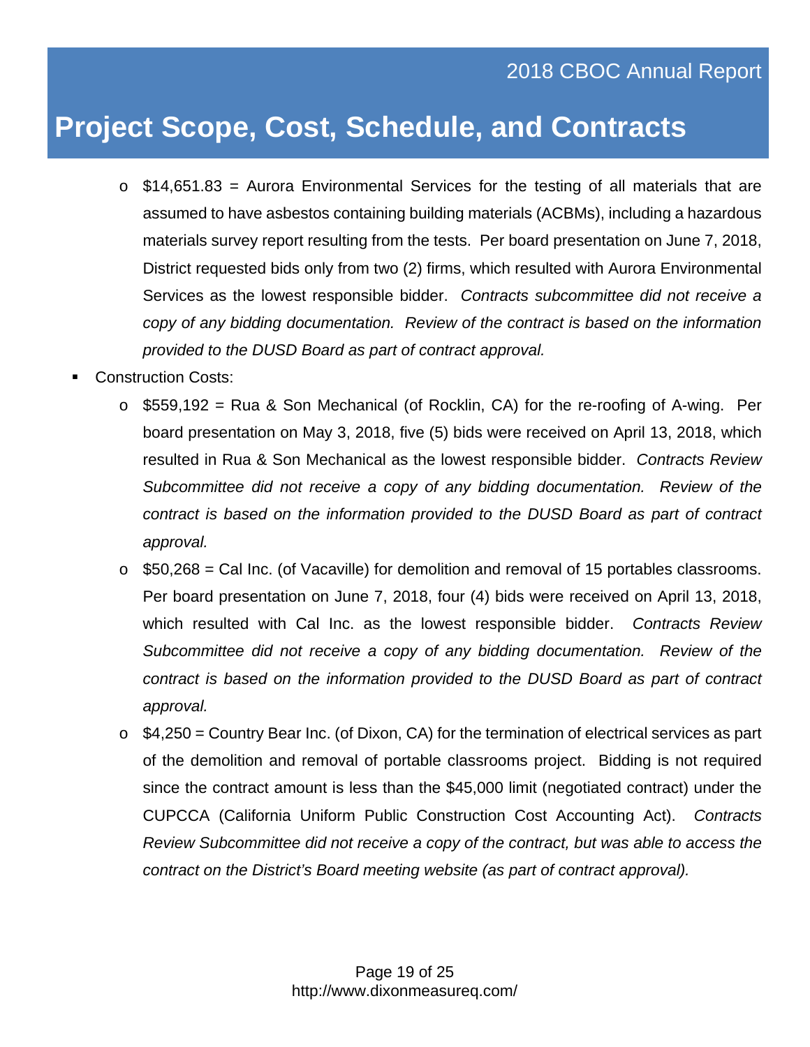# Project Scope, Cost, Schedule, and Contracts

- $14,651.83 = Aurora Environmental Services for the testing of all materials that are assumed to have asbestos containing building materials (ACBMs), including a hazardous materials survey report resulting from the tests. Per board presentation on June 7, 2018, District requested bids only from two (2) firms, which resulted with Aurora Environmental Services as the lowest responsible bidder. *Contracts subcommittee did not receive a copy of any bidding documentation. Review of the contract is based on the information provided to the DUSD Board as part of contract approval.*

- Construction Costs:
  - $559,192 = Rua & Son Mechanical (of Rocklin, CA) for the re-roofing of A-wing. Per board presentation on May 3, 2018, five (5) bids were received on April 13, 2018, which resulted in Rua & Son Mechanical as the lowest responsible bidder. *Contracts Review Subcommittee did not receive a copy of any bidding documentation. Review of the contract is based on the information provided to the DUSD Board as part of contract approval.*
  - $50,268 = Cal Inc. (of Vacaville) for demolition and removal of 15 portables classrooms. Per board presentation on June 7, 2018, four (4) bids were received on April 13, 2018, which resulted with Cal Inc. as the lowest responsible bidder. *Contracts Review Subcommittee did not receive a copy of any bidding documentation. Review of the contract is based on the information provided to the DUSD Board as part of contract approval.*
  - $4,250 = Country Bear Inc. (of Dixon, CA) for the termination of electrical services as part of the demolition and removal of portable classrooms project. Bidding is not required since the contract amount is less than the $45,000 limit (negotiated contract) under the CUPCCA (California Uniform Public Construction Cost Accounting Act). *Contracts Review Subcommittee did not receive a copy of the contract, but was able to access the contract on the District's Board meeting website (as part of contract approval).*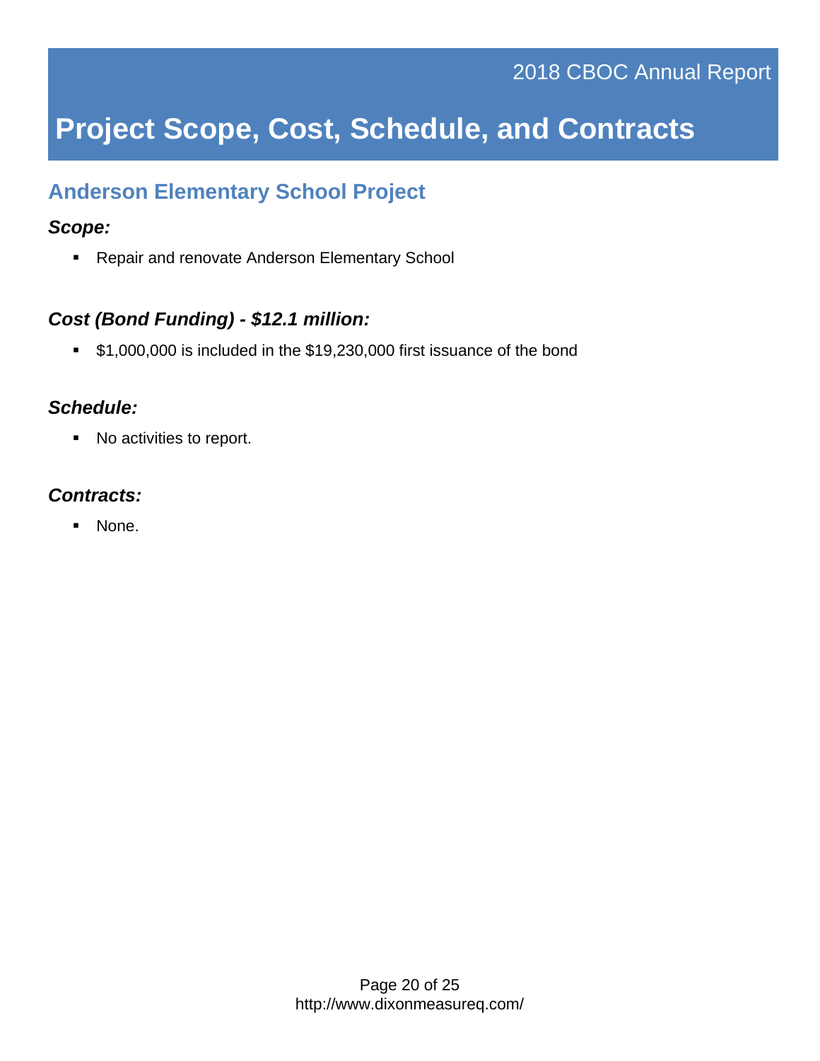# Project Scope, Cost, Schedule, and Contracts

## Anderson Elementary School Project

### *Scope:*

- Repair and renovate Anderson Elementary School

### *Cost (Bond Funding) - $12.1 million:*

- $1,000,000 is included in the $19,230,000 first issuance of the bond

### *Schedule:*

- No activities to report.

### *Contracts:*

- None.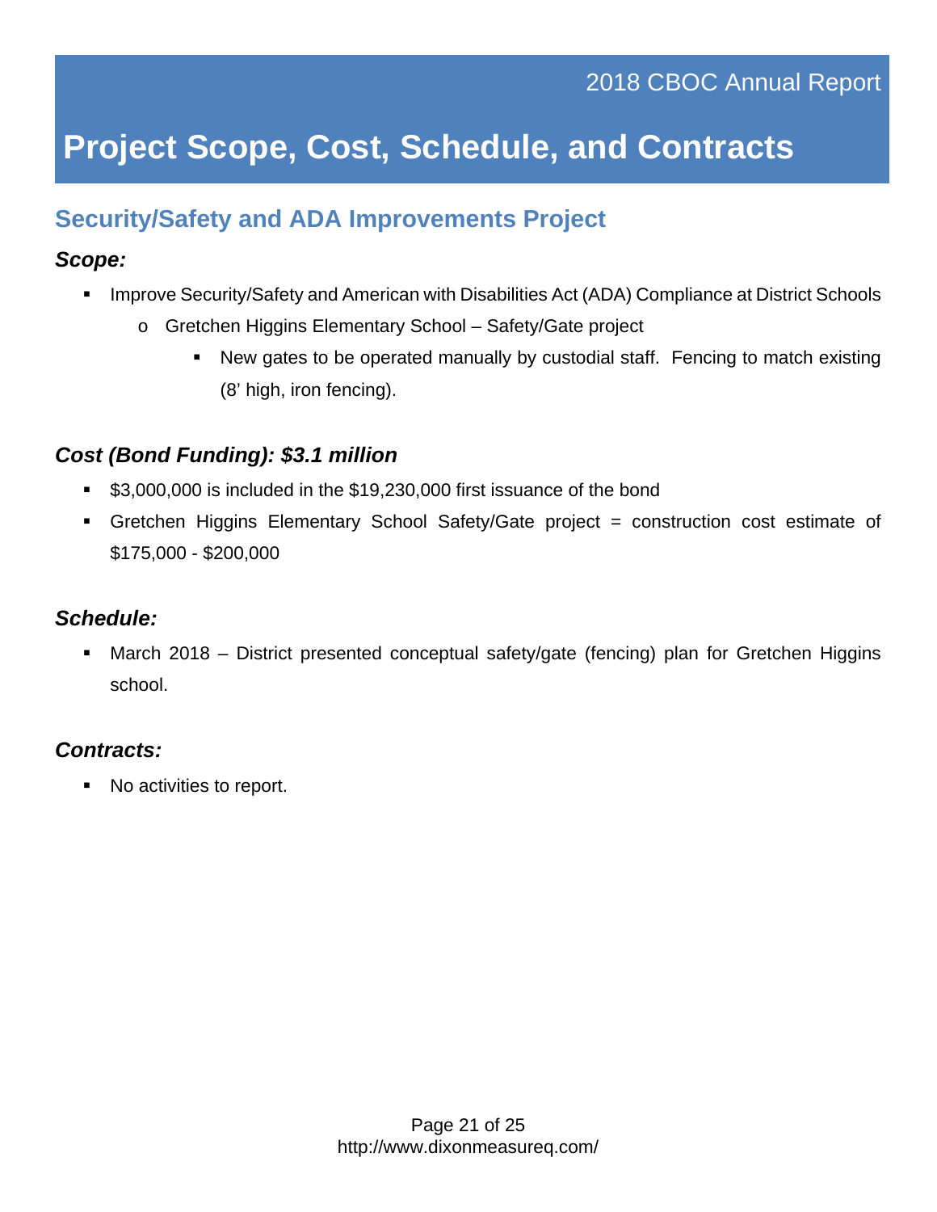# Project Scope, Cost, Schedule, and Contracts

## Security/Safety and ADA Improvements Project

### *Scope:*

- Improve Security/Safety and American with Disabilities Act (ADA) Compliance at District Schools
  - Gretchen Higgins Elementary School – Safety/Gate project
    - New gates to be operated manually by custodial staff. Fencing to match existing (8' high, iron fencing).

### *Cost (Bond Funding): $3.1 million*

- $3,000,000 is included in the $19,230,000 first issuance of the bond
- Gretchen Higgins Elementary School Safety/Gate project = construction cost estimate of $175,000 - $200,000

### *Schedule:*

- March 2018 – District presented conceptual safety/gate (fencing) plan for Gretchen Higgins school.

### *Contracts:*

- No activities to report.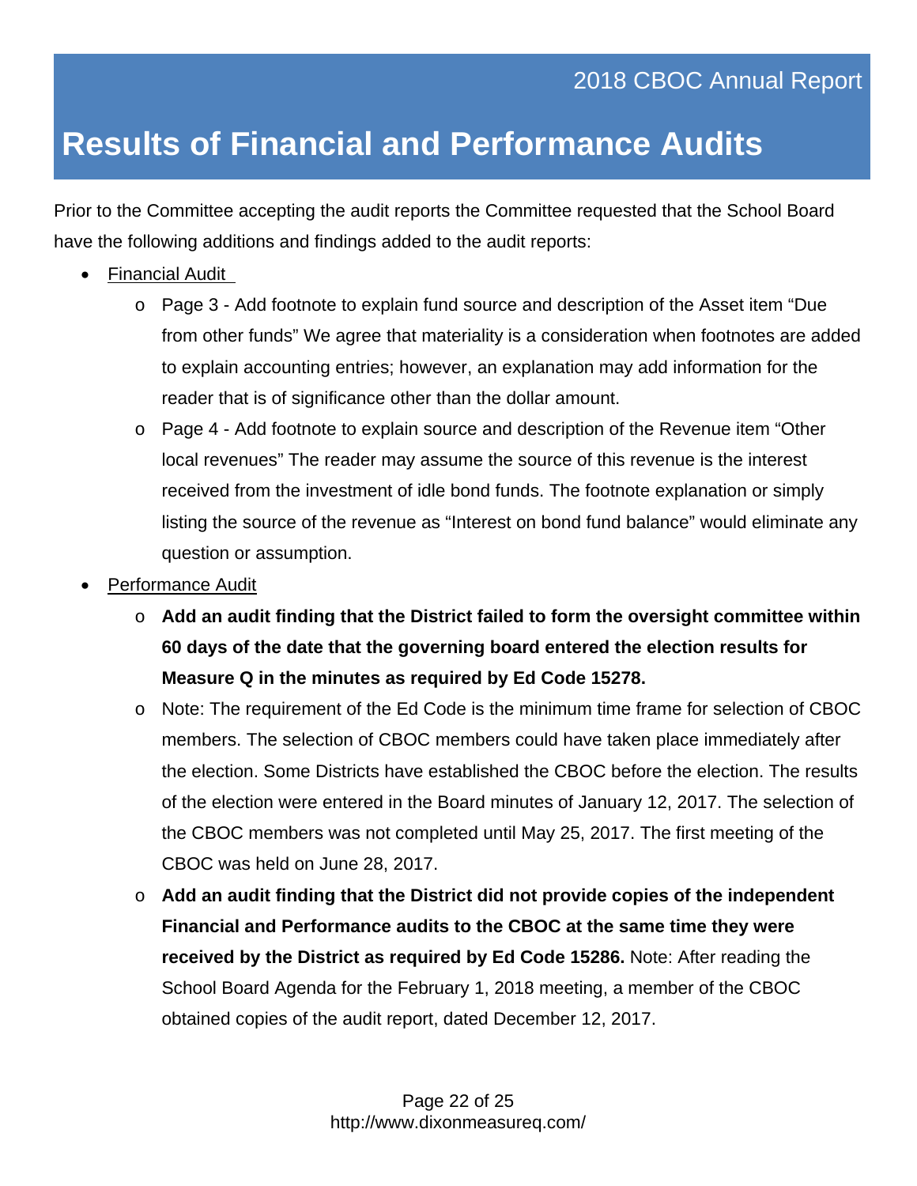# Results of Financial and Performance Audits

Prior to the Committee accepting the audit reports the Committee requested that the School Board have the following additions and findings added to the audit reports:

- Financial Audit
  - Page 3 - Add footnote to explain fund source and description of the Asset item “Due from other funds” We agree that materiality is a consideration when footnotes are added to explain accounting entries; however, an explanation may add information for the reader that is of significance other than the dollar amount.
  - Page 4 - Add footnote to explain source and description of the Revenue item “Other local revenues” The reader may assume the source of this revenue is the interest received from the investment of idle bond funds. The footnote explanation or simply listing the source of the revenue as “Interest on bond fund balance” would eliminate any question or assumption.
- Performance Audit
  - **Add an audit finding that the District failed to form the oversight committee within 60 days of the date that the governing board entered the election results for Measure Q in the minutes as required by Ed Code 15278.**
  - Note: The requirement of the Ed Code is the minimum time frame for selection of CBOC members. The selection of CBOC members could have taken place immediately after the election. Some Districts have established the CBOC before the election. The results of the election were entered in the Board minutes of January 12, 2017. The selection of the CBOC members was not completed until May 25, 2017. The first meeting of the CBOC was held on June 28, 2017.
  - **Add an audit finding that the District did not provide copies of the independent Financial and Performance audits to the CBOC at the same time they were received by the District as required by Ed Code 15286.** Note: After reading the School Board Agenda for the February 1, 2018 meeting, a member of the CBOC obtained copies of the audit report, dated December 12, 2017.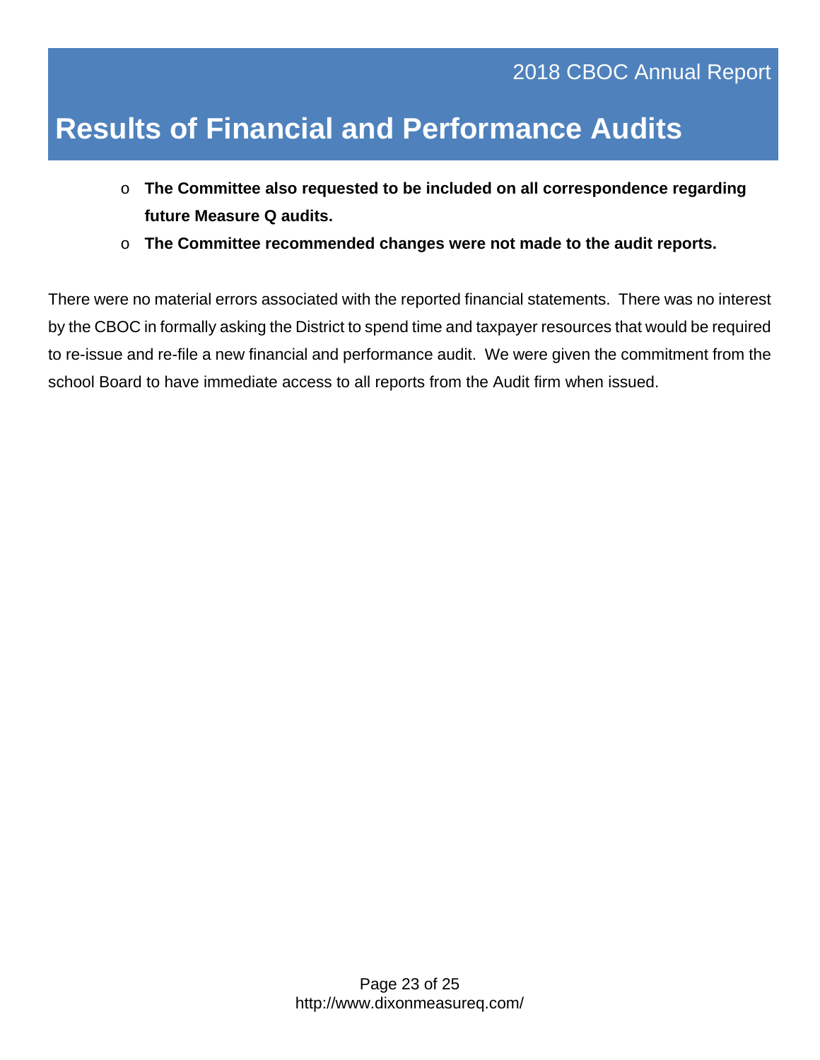# Results of Financial and Performance Audits

- **The Committee also requested to be included on all correspondence regarding future Measure Q audits.**
- **The Committee recommended changes were not made to the audit reports.**

There were no material errors associated with the reported financial statements. There was no interest by the CBOC in formally asking the District to spend time and taxpayer resources that would be required to re-issue and re-file a new financial and performance audit. We were given the commitment from the school Board to have immediate access to all reports from the Audit firm when issued.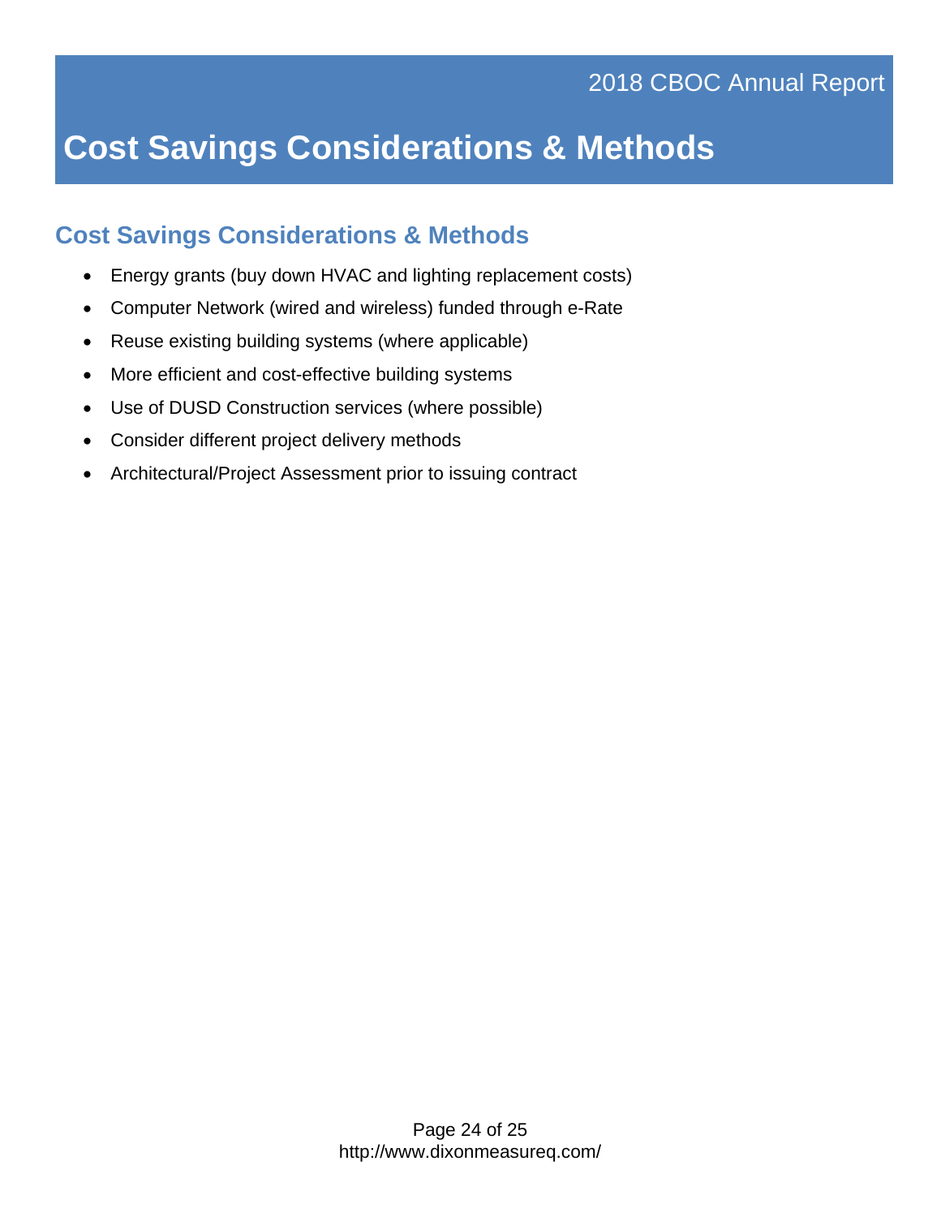# Cost Savings Considerations & Methods

## Cost Savings Considerations & Methods

- Energy grants (buy down HVAC and lighting replacement costs)
- Computer Network (wired and wireless) funded through e-Rate
- Reuse existing building systems (where applicable)
- More efficient and cost-effective building systems
- Use of DUSD Construction services (where possible)
- Consider different project delivery methods
- Architectural/Project Assessment prior to issuing contract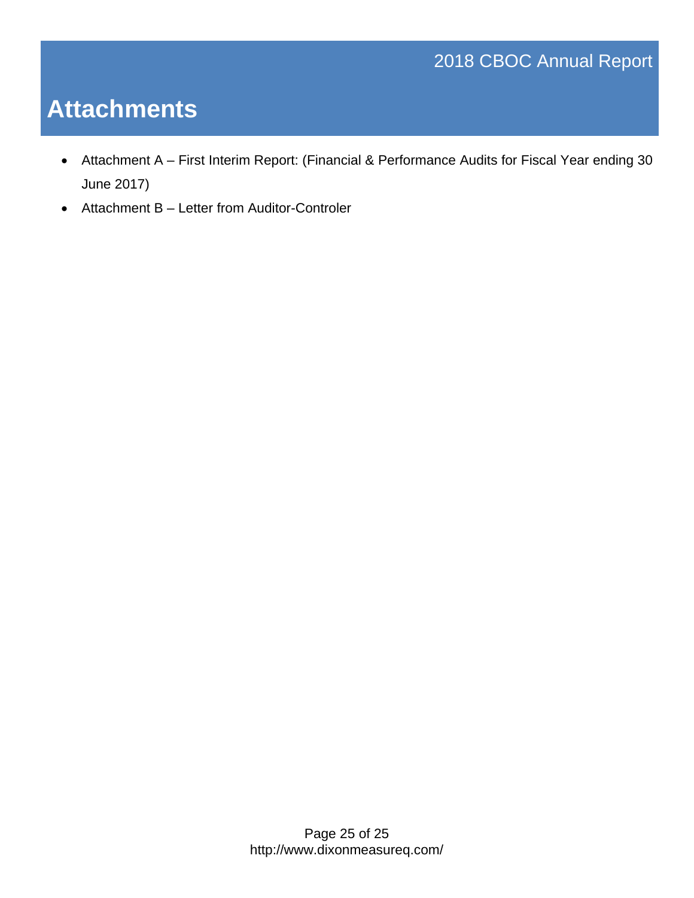# Attachments

- Attachment A – First Interim Report: (Financial & Performance Audits for Fiscal Year ending 30 June 2017)
- Attachment B – Letter from Auditor-Controler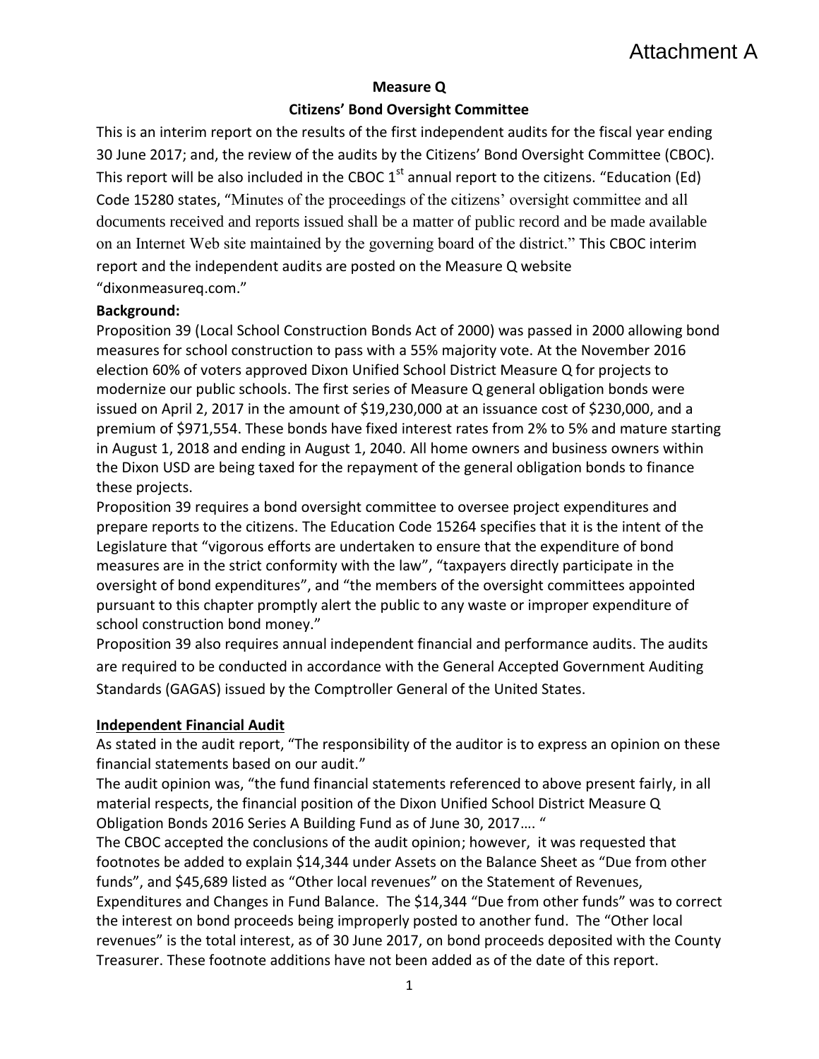Attachment A

**Measure Q**

**Citizens' Bond Oversight Committee**

This is an interim report on the results of the first independent audits for the fiscal year ending 30 June 2017; and, the review of the audits by the Citizens' Bond Oversight Committee (CBOC). This report will be also included in the CBOC 1st annual report to the citizens. "Education (Ed) Code 15280 states, "Minutes of the proceedings of the citizens' oversight committee and all documents received and reports issued shall be a matter of public record and be made available on an Internet Web site maintained by the governing board of the district." This CBOC interim report and the independent audits are posted on the Measure Q website "dixonmeasureq.com."

**Background:**

Proposition 39 (Local School Construction Bonds Act of 2000) was passed in 2000 allowing bond measures for school construction to pass with a 55% majority vote. At the November 2016 election 60% of voters approved Dixon Unified School District Measure Q for projects to modernize our public schools. The first series of Measure Q general obligation bonds were issued on April 2, 2017 in the amount of $19,230,000 at an issuance cost of $230,000, and a premium of $971,554. These bonds have fixed interest rates from 2% to 5% and mature starting in August 1, 2018 and ending in August 1, 2040. All home owners and business owners within the Dixon USD are being taxed for the repayment of the general obligation bonds to finance these projects.

Proposition 39 requires a bond oversight committee to oversee project expenditures and prepare reports to the citizens. The Education Code 15264 specifies that it is the intent of the Legislature that "vigorous efforts are undertaken to ensure that the expenditure of bond measures are in the strict conformity with the law", "taxpayers directly participate in the oversight of bond expenditures", and "the members of the oversight committees appointed pursuant to this chapter promptly alert the public to any waste or improper expenditure of school construction bond money."

Proposition 39 also requires annual independent financial and performance audits. The audits are required to be conducted in accordance with the General Accepted Government Auditing Standards (GAGAS) issued by the Comptroller General of the United States.

**Independent Financial Audit**

As stated in the audit report, "The responsibility of the auditor is to express an opinion on these financial statements based on our audit."

The audit opinion was, "the fund financial statements referenced to above present fairly, in all material respects, the financial position of the Dixon Unified School District Measure Q Obligation Bonds 2016 Series A Building Fund as of June 30, 2017…. "

The CBOC accepted the conclusions of the audit opinion; however, it was requested that footnotes be added to explain $14,344 under Assets on the Balance Sheet as "Due from other funds", and $45,689 listed as "Other local revenues" on the Statement of Revenues, Expenditures and Changes in Fund Balance. The $14,344 "Due from other funds" was to correct the interest on bond proceeds being improperly posted to another fund. The "Other local revenues" is the total interest, as of 30 June 2017, on bond proceeds deposited with the County Treasurer. These footnote additions have not been added as of the date of this report.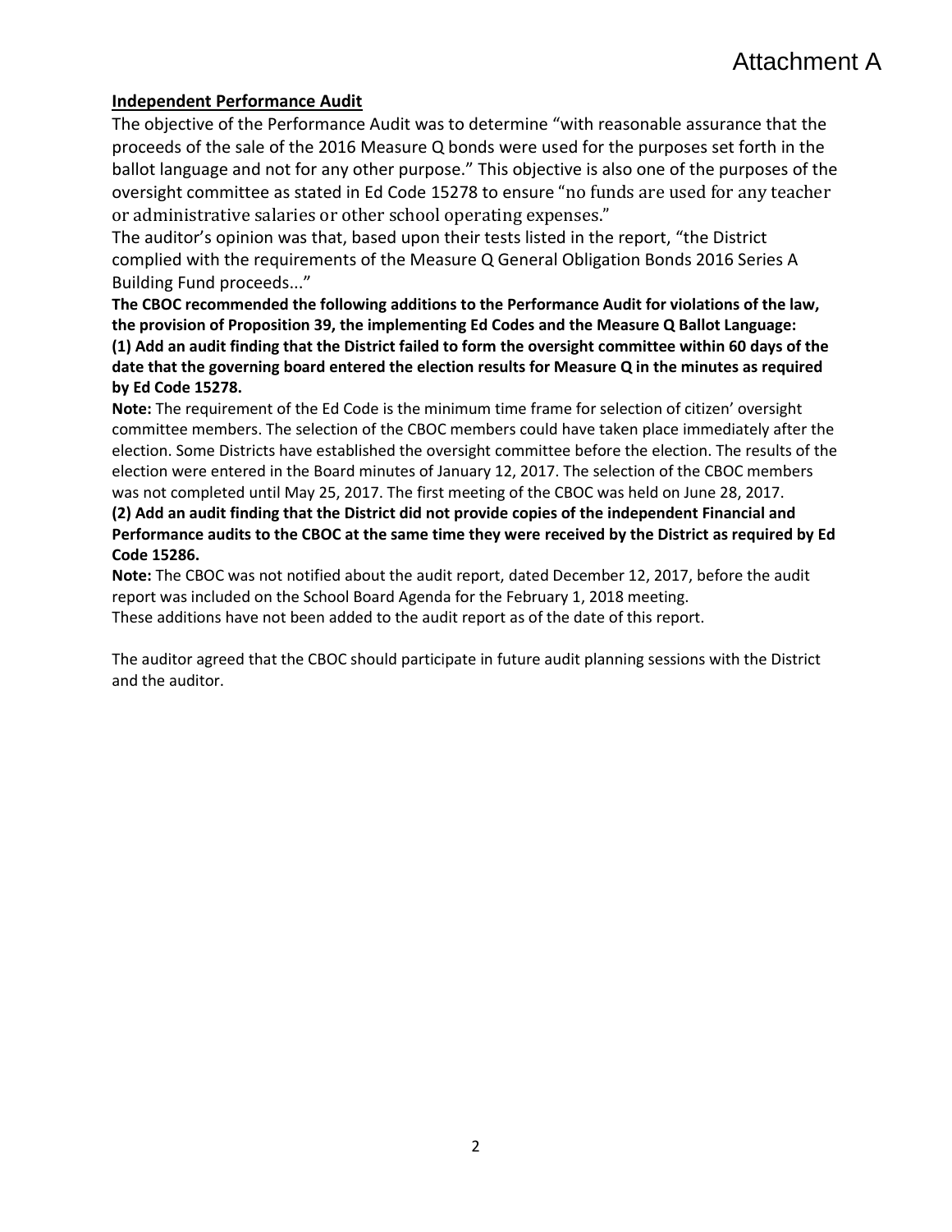Attachment A

**Independent Performance Audit**

The objective of the Performance Audit was to determine "with reasonable assurance that the proceeds of the sale of the 2016 Measure Q bonds were used for the purposes set forth in the ballot language and not for any other purpose." This objective is also one of the purposes of the oversight committee as stated in Ed Code 15278 to ensure "no funds are used for any teacher or administrative salaries or other school operating expenses."

The auditor's opinion was that, based upon their tests listed in the report, "the District complied with the requirements of the Measure Q General Obligation Bonds 2016 Series A Building Fund proceeds..."

**The CBOC recommended the following additions to the Performance Audit for violations of the law, the provision of Proposition 39, the implementing Ed Codes and the Measure Q Ballot Language:**

**(1) Add an audit finding that the District failed to form the oversight committee within 60 days of the date that the governing board entered the election results for Measure Q in the minutes as required by Ed Code 15278.**

**Note:** The requirement of the Ed Code is the minimum time frame for selection of citizen' oversight committee members. The selection of the CBOC members could have taken place immediately after the election. Some Districts have established the oversight committee before the election. The results of the election were entered in the Board minutes of January 12, 2017. The selection of the CBOC members was not completed until May 25, 2017. The first meeting of the CBOC was held on June 28, 2017.

**(2) Add an audit finding that the District did not provide copies of the independent Financial and Performance audits to the CBOC at the same time they were received by the District as required by Ed Code 15286.**

**Note:** The CBOC was not notified about the audit report, dated December 12, 2017, before the audit report was included on the School Board Agenda for the February 1, 2018 meeting.

These additions have not been added to the audit report as of the date of this report.

The auditor agreed that the CBOC should participate in future audit planning sessions with the District and the auditor.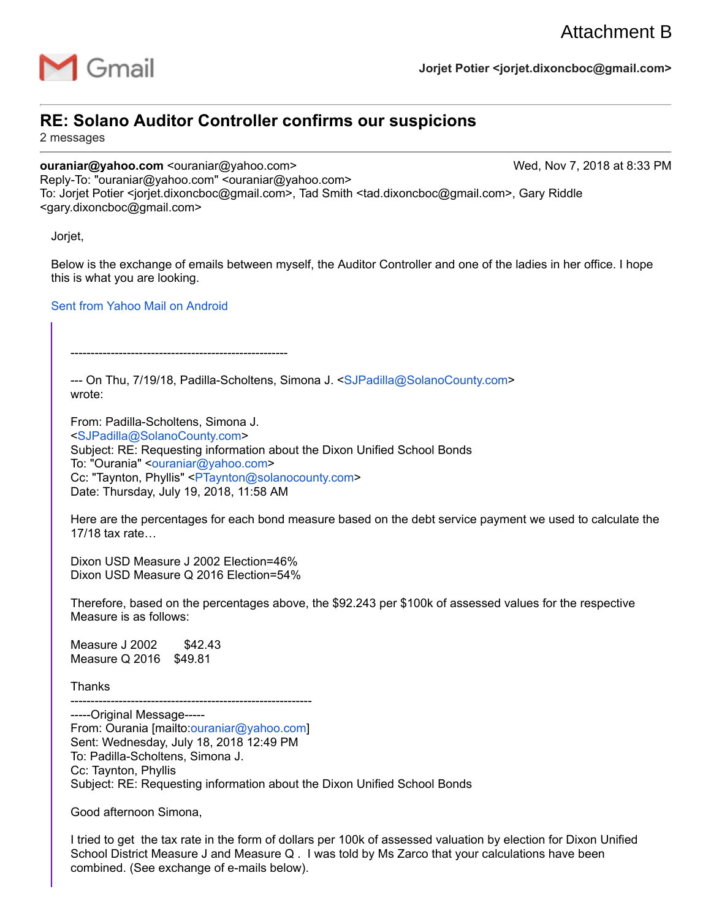Attachment B

Gmail

**Jorjet Potier <jorjet.dixoncboc@gmail.com>**

---

# RE: Solano Auditor Controller confirms our suspicions

2 messages

---

**ouraniar@yahoo.com** <ouraniar@yahoo.com> Wed, Nov 7, 2018 at 8:33 PM
Reply-To: "ouraniar@yahoo.com" <ouraniar@yahoo.com>
To: Jorjet Potier <jorjet.dixoncboc@gmail.com>, Tad Smith <tad.dixoncboc@gmail.com>, Gary Riddle <gary.dixoncboc@gmail.com>

Jorjet,

Below is the exchange of emails between myself, the Auditor Controller and one of the ladies in her office. I hope this is what you are looking.

Sent from Yahoo Mail on Android

> ------------------------------------------------------
>
> --- On Thu, 7/19/18, Padilla-Scholtens, Simona J. <SJPadilla@SolanoCounty.com> wrote:
>
> From: Padilla-Scholtens, Simona J. <SJPadilla@SolanoCounty.com>
> Subject: RE: Requesting information about the Dixon Unified School Bonds
> To: "Ourania" <ouraniar@yahoo.com>
> Cc: "Taynton, Phyllis" <PTaynton@solanocounty.com>
> Date: Thursday, July 19, 2018, 11:58 AM
>
> Here are the percentages for each bond measure based on the debt service payment we used to calculate the 17/18 tax rate…
>
> Dixon USD Measure J 2002 Election=46%
> Dixon USD Measure Q 2016 Election=54%
>
> Therefore, based on the percentages above, the $92.243 per $100k of assessed values for the respective Measure is as follows:
>
> Measure J 2002     $42.43
> Measure Q 2016    $49.81
>
> Thanks
> ------------------------------------------------------------
> -----Original Message-----
> From: Ourania [mailto:ouraniar@yahoo.com]
> Sent: Wednesday, July 18, 2018 12:49 PM
> To: Padilla-Scholtens, Simona J.
> Cc: Taynton, Phyllis
> Subject: RE: Requesting information about the Dixon Unified School Bonds
>
> Good afternoon Simona,
>
> I tried to get the tax rate in the form of dollars per 100k of assessed valuation by election for Dixon Unified School District Measure J and Measure Q . I was told by Ms Zarco that your calculations have been combined. (See exchange of e-mails below).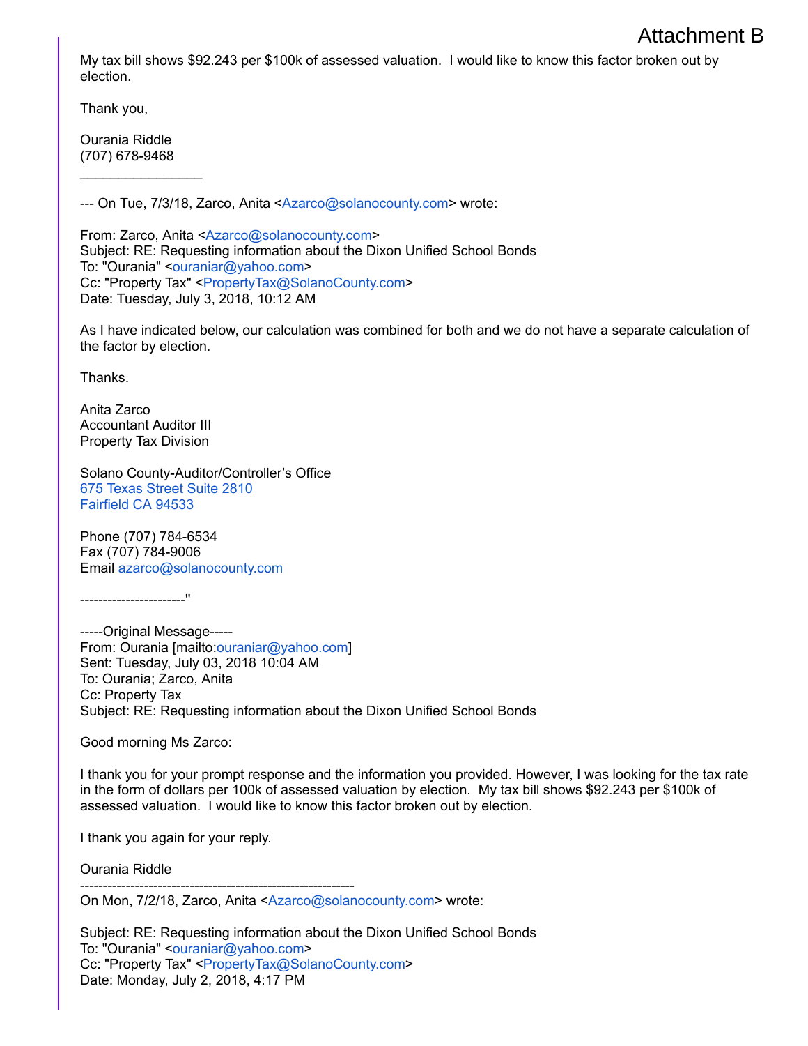Attachment B

My tax bill shows $92.243 per $100k of assessed valuation. I would like to know this factor broken out by election.

Thank you,

Ourania Riddle
(707) 678-9468

________________

--- On Tue, 7/3/18, Zarco, Anita <Azarco@solanocounty.com> wrote:

From: Zarco, Anita <Azarco@solanocounty.com>
Subject: RE: Requesting information about the Dixon Unified School Bonds
To: "Ourania" <ouraniar@yahoo.com>
Cc: "Property Tax" <PropertyTax@SolanoCounty.com>
Date: Tuesday, July 3, 2018, 10:12 AM

As I have indicated below, our calculation was combined for both and we do not have a separate calculation of the factor by election.

Thanks.

Anita Zarco
Accountant Auditor III
Property Tax Division

Solano County-Auditor/Controller's Office
675 Texas Street Suite 2810
Fairfield CA 94533

Phone (707) 784-6534
Fax (707) 784-9006
Email azarco@solanocounty.com

----------------------"

-----Original Message-----
From: Ourania [mailto:ouraniar@yahoo.com]
Sent: Tuesday, July 03, 2018 10:04 AM
To: Ourania; Zarco, Anita
Cc: Property Tax
Subject: RE: Requesting information about the Dixon Unified School Bonds

Good morning Ms Zarco:

I thank you for your prompt response and the information you provided. However, I was looking for the tax rate in the form of dollars per 100k of assessed valuation by election. My tax bill shows $92.243 per $100k of assessed valuation. I would like to know this factor broken out by election.

I thank you again for your reply.

Ourania Riddle

------------------------------------------------------------

On Mon, 7/2/18, Zarco, Anita <Azarco@solanocounty.com> wrote:

Subject: RE: Requesting information about the Dixon Unified School Bonds
To: "Ourania" <ouraniar@yahoo.com>
Cc: "Property Tax" <PropertyTax@SolanoCounty.com>
Date: Monday, July 2, 2018, 4:17 PM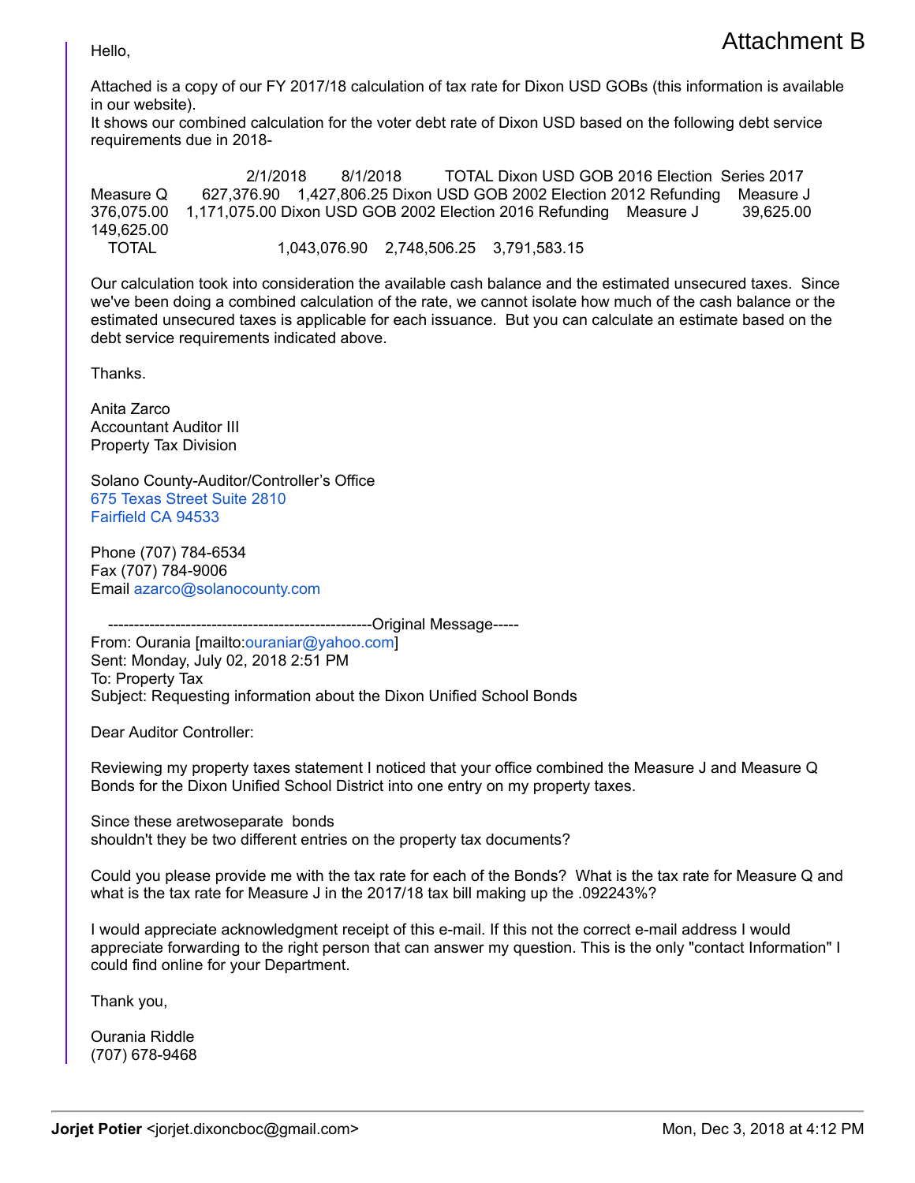# Attachment B

Hello,

Attached is a copy of our FY 2017/18 calculation of tax rate for Dixon USD GOBs (this information is available in our website).
It shows our combined calculation for the voter debt rate of Dixon USD based on the following debt service requirements due in 2018-

2/1/2018 8/1/2018 TOTAL Dixon USD GOB 2016 Election Series 2017
Measure Q 627,376.90 1,427,806.25 Dixon USD GOB 2002 Election 2012 Refunding Measure J
376,075.00 1,171,075.00 Dixon USD GOB 2002 Election 2016 Refunding Measure J 39,625.00
149,625.00
TOTAL 1,043,076.90 2,748,506.25 3,791,583.15

Our calculation took into consideration the available cash balance and the estimated unsecured taxes. Since we've been doing a combined calculation of the rate, we cannot isolate how much of the cash balance or the estimated unsecured taxes is applicable for each issuance. But you can calculate an estimate based on the debt service requirements indicated above.

Thanks.

Anita Zarco
Accountant Auditor III
Property Tax Division

Solano County-Auditor/Controller's Office
675 Texas Street Suite 2810
Fairfield CA 94533

Phone (707) 784-6534
Fax (707) 784-9006
Email azarco@solanocounty.com

-----------------------------------------------------Original Message-----
From: Ourania [mailto:ouraniar@yahoo.com]
Sent: Monday, July 02, 2018 2:51 PM
To: Property Tax
Subject: Requesting information about the Dixon Unified School Bonds

Dear Auditor Controller:

Reviewing my property taxes statement I noticed that your office combined the Measure J and Measure Q Bonds for the Dixon Unified School District into one entry on my property taxes.

Since these aretwoseparate bonds
shouldn't they be two different entries on the property tax documents?

Could you please provide me with the tax rate for each of the Bonds? What is the tax rate for Measure Q and what is the tax rate for Measure J in the 2017/18 tax bill making up the .092243%?

I would appreciate acknowledgment receipt of this e-mail. If this not the correct e-mail address I would appreciate forwarding to the right person that can answer my question. This is the only "contact Information" I could find online for your Department.

Thank you,

Ourania Riddle
(707) 678-9468

---

**Jorjet Potier** <jorjet.dixoncboc@gmail.com> Mon, Dec 3, 2018 at 4:12 PM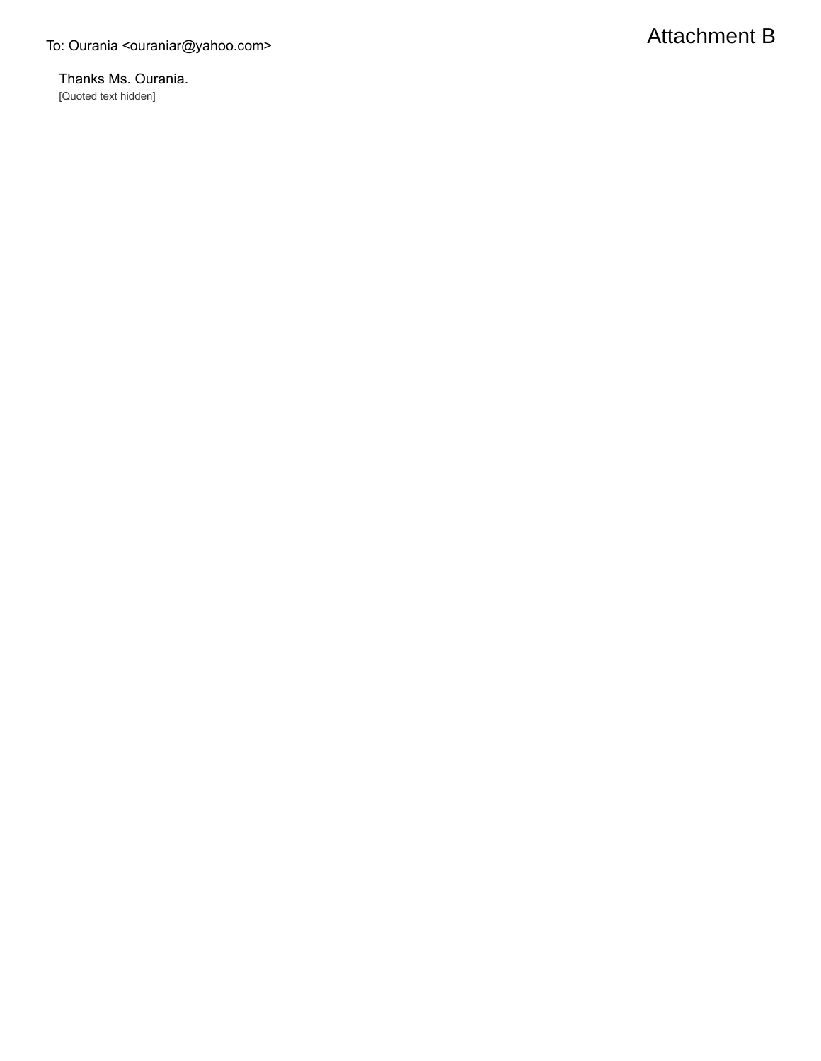Attachment B

To: Ourania <ouraniar@yahoo.com>

Thanks Ms. Ourania.

[Quoted text hidden]